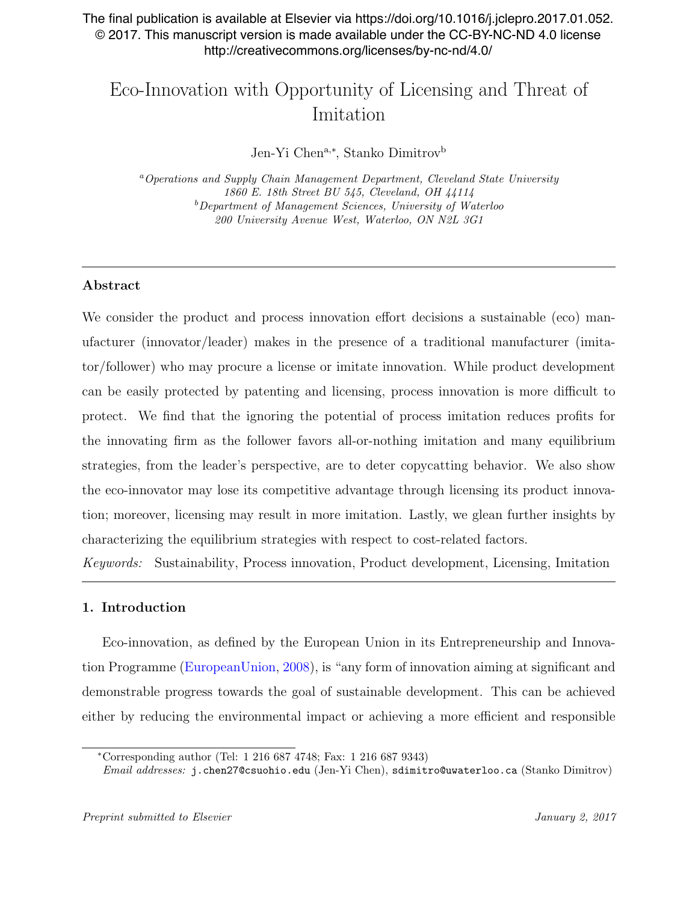The final publication is available at Elsevier via https://doi.org/10.1016/j.jclepro.2017.01.052. © 2017. This manuscript version is made available under the CC-BY-NC-ND 4.0 license http://creativecommons.org/licenses/by-nc-nd/4.0/

# Eco-Innovation with Opportunity of Licensing and Threat of Imitation

Jen-Yi Chen[a,*], Stanko Dimitrov[b]

[a] *Operations and Supply Chain Management Department, Cleveland State University 1860 E. 18th Street BU 545, Cleveland, OH 44114*

[b] *Department of Management Sciences, University of Waterloo 200 University Avenue West, Waterloo, ON N2L 3G1*

---

## Abstract

We consider the product and process innovation effort decisions a sustainable (eco) manufacturer (innovator/leader) makes in the presence of a traditional manufacturer (imitator/follower) who may procure a license or imitate innovation. While product development can be easily protected by patenting and licensing, process innovation is more difficult to protect. We find that the ignoring the potential of process imitation reduces profits for the innovating firm as the follower favors all-or-nothing imitation and many equilibrium strategies, from the leader's perspective, are to deter copycatting behavior. We also show the eco-innovator may lose its competitive advantage through licensing its product innovation; moreover, licensing may result in more imitation. Lastly, we glean further insights by characterizing the equilibrium strategies with respect to cost-related factors.

*Keywords:* Sustainability, Process innovation, Product development, Licensing, Imitation

---

## 1. Introduction

Eco-innovation, as defined by the European Union in its Entrepreneurship and Innovation Programme (EuropeanUnion, 2008), is "any form of innovation aiming at significant and demonstrable progress towards the goal of sustainable development. This can be achieved either by reducing the environmental impact or achieving a more efficient and responsible

---

[*] Corresponding author (Tel: 1 216 687 4748; Fax: 1 216 687 9343)

*Email addresses:* j.chen27@csuohio.edu (Jen-Yi Chen), sdimitro@uwaterloo.ca (Stanko Dimitrov)

*Preprint submitted to Elsevier* *January 2, 2017*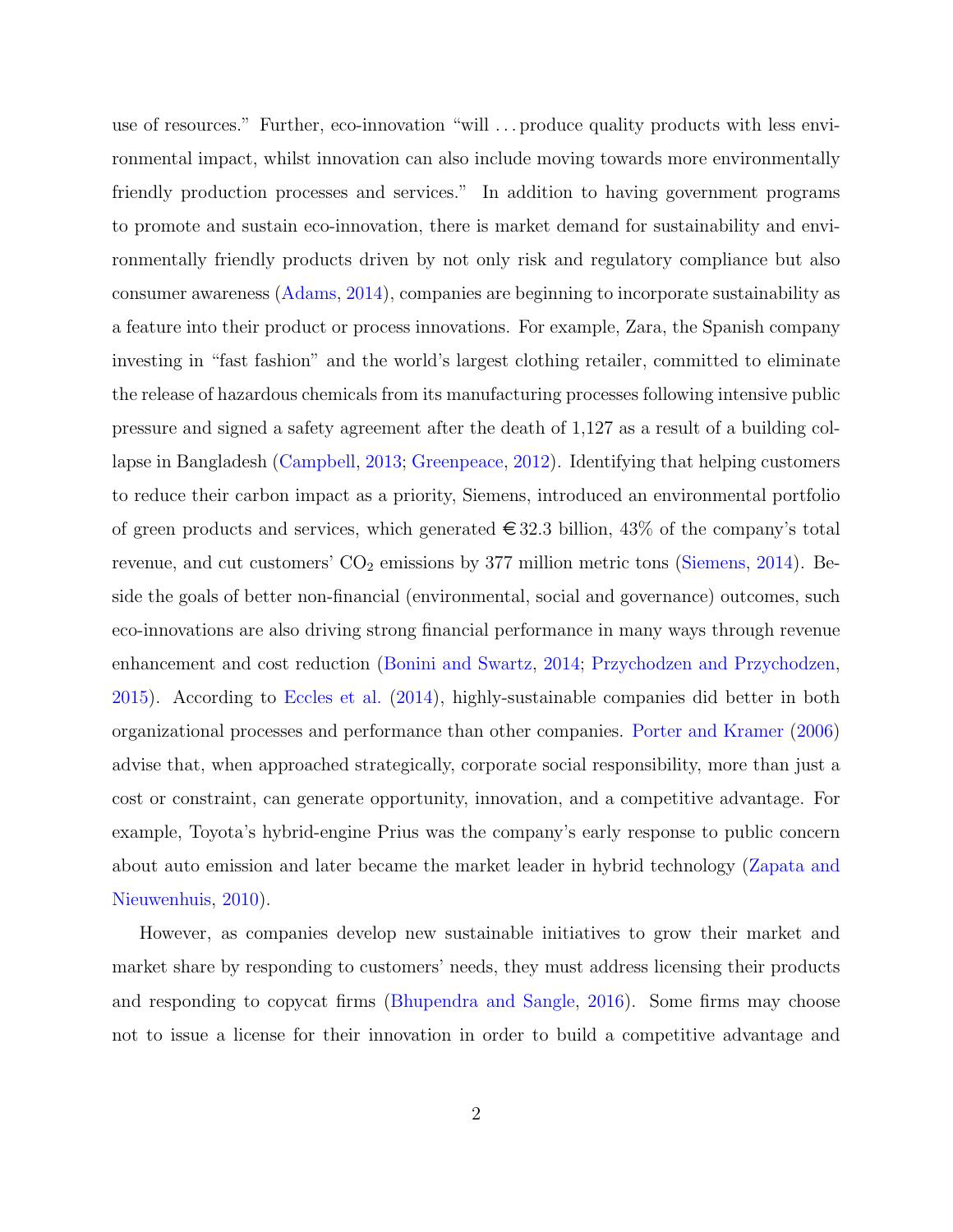use of resources." Further, eco-innovation "will ... produce quality products with less environmental impact, whilst innovation can also include moving towards more environmentally friendly production processes and services." In addition to having government programs to promote and sustain eco-innovation, there is market demand for sustainability and environmentally friendly products driven by not only risk and regulatory compliance but also consumer awareness (Adams, 2014), companies are beginning to incorporate sustainability as a feature into their product or process innovations. For example, Zara, the Spanish company investing in "fast fashion" and the world's largest clothing retailer, committed to eliminate the release of hazardous chemicals from its manufacturing processes following intensive public pressure and signed a safety agreement after the death of 1,127 as a result of a building collapse in Bangladesh (Campbell, 2013; Greenpeace, 2012). Identifying that helping customers to reduce their carbon impact as a priority, Siemens, introduced an environmental portfolio of green products and services, which generated €32.3 billion, 43% of the company's total revenue, and cut customers' $CO_2$ emissions by 377 million metric tons (Siemens, 2014). Beside the goals of better non-financial (environmental, social and governance) outcomes, such eco-innovations are also driving strong financial performance in many ways through revenue enhancement and cost reduction (Bonini and Swartz, 2014; Przychodzen and Przychodzen, 2015). According to Eccles et al. (2014), highly-sustainable companies did better in both organizational processes and performance than other companies. Porter and Kramer (2006) advise that, when approached strategically, corporate social responsibility, more than just a cost or constraint, can generate opportunity, innovation, and a competitive advantage. For example, Toyota's hybrid-engine Prius was the company's early response to public concern about auto emission and later became the market leader in hybrid technology (Zapata and Nieuwenhuis, 2010).

However, as companies develop new sustainable initiatives to grow their market and market share by responding to customers' needs, they must address licensing their products and responding to copycat firms (Bhupendra and Sangle, 2016). Some firms may choose not to issue a license for their innovation in order to build a competitive advantage and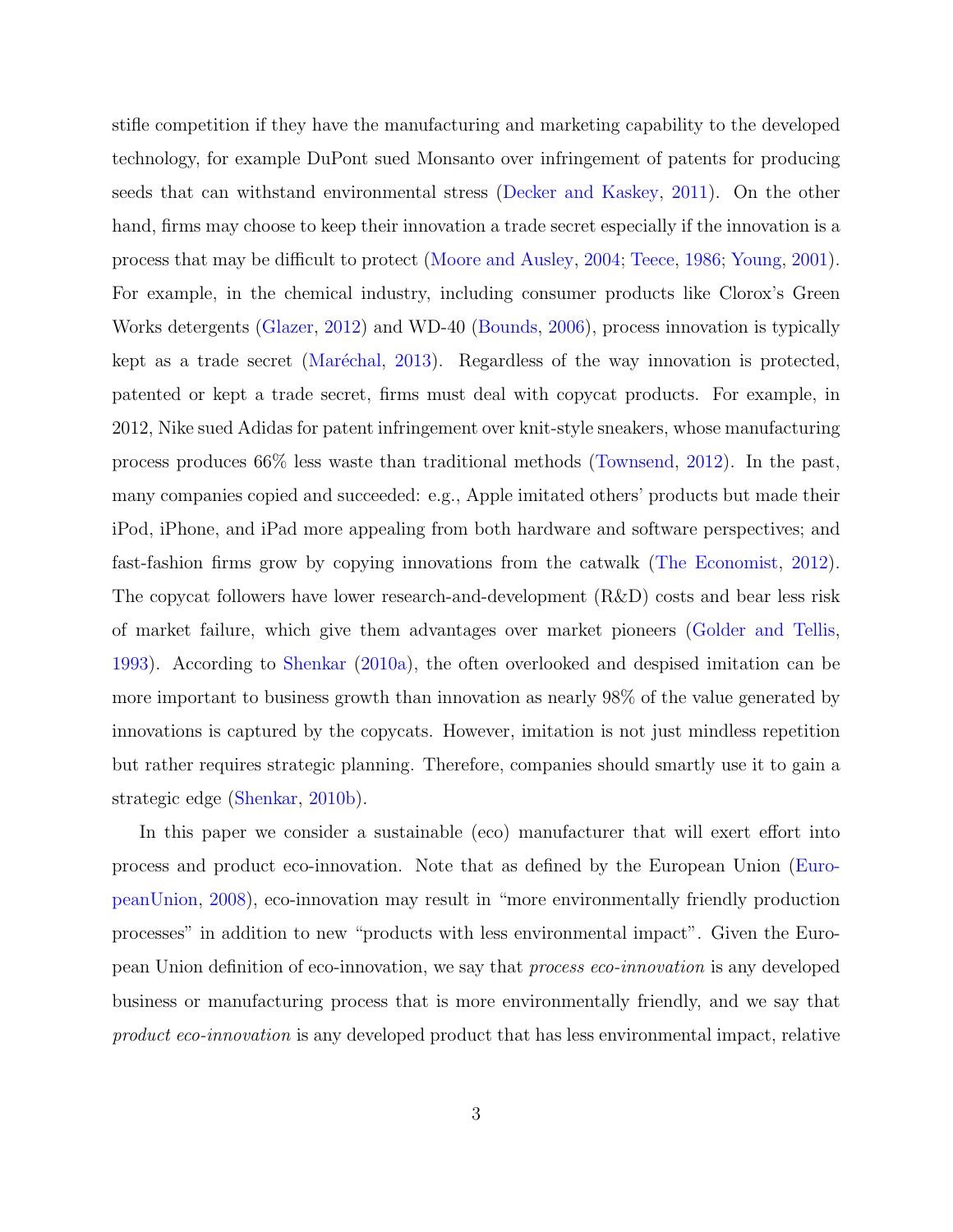stifle competition if they have the manufacturing and marketing capability to the developed technology, for example DuPont sued Monsanto over infringement of patents for producing seeds that can withstand environmental stress (Decker and Kaskey, 2011). On the other hand, firms may choose to keep their innovation a trade secret especially if the innovation is a process that may be difficult to protect (Moore and Ausley, 2004; Teece, 1986; Young, 2001). For example, in the chemical industry, including consumer products like Clorox's Green Works detergents (Glazer, 2012) and WD-40 (Bounds, 2006), process innovation is typically kept as a trade secret (Maréchal, 2013). Regardless of the way innovation is protected, patented or kept a trade secret, firms must deal with copycat products. For example, in 2012, Nike sued Adidas for patent infringement over knit-style sneakers, whose manufacturing process produces 66% less waste than traditional methods (Townsend, 2012). In the past, many companies copied and succeeded: e.g., Apple imitated others' products but made their iPod, iPhone, and iPad more appealing from both hardware and software perspectives; and fast-fashion firms grow by copying innovations from the catwalk (The Economist, 2012). The copycat followers have lower research-and-development (R&D) costs and bear less risk of market failure, which give them advantages over market pioneers (Golder and Tellis, 1993). According to Shenkar (2010a), the often overlooked and despised imitation can be more important to business growth than innovation as nearly 98% of the value generated by innovations is captured by the copycats. However, imitation is not just mindless repetition but rather requires strategic planning. Therefore, companies should smartly use it to gain a strategic edge (Shenkar, 2010b).

In this paper we consider a sustainable (eco) manufacturer that will exert effort into process and product eco-innovation. Note that as defined by the European Union (EuropeanUnion, 2008), eco-innovation may result in "more environmentally friendly production processes" in addition to new "products with less environmental impact". Given the European Union definition of eco-innovation, we say that *process eco-innovation* is any developed business or manufacturing process that is more environmentally friendly, and we say that *product eco-innovation* is any developed product that has less environmental impact, relative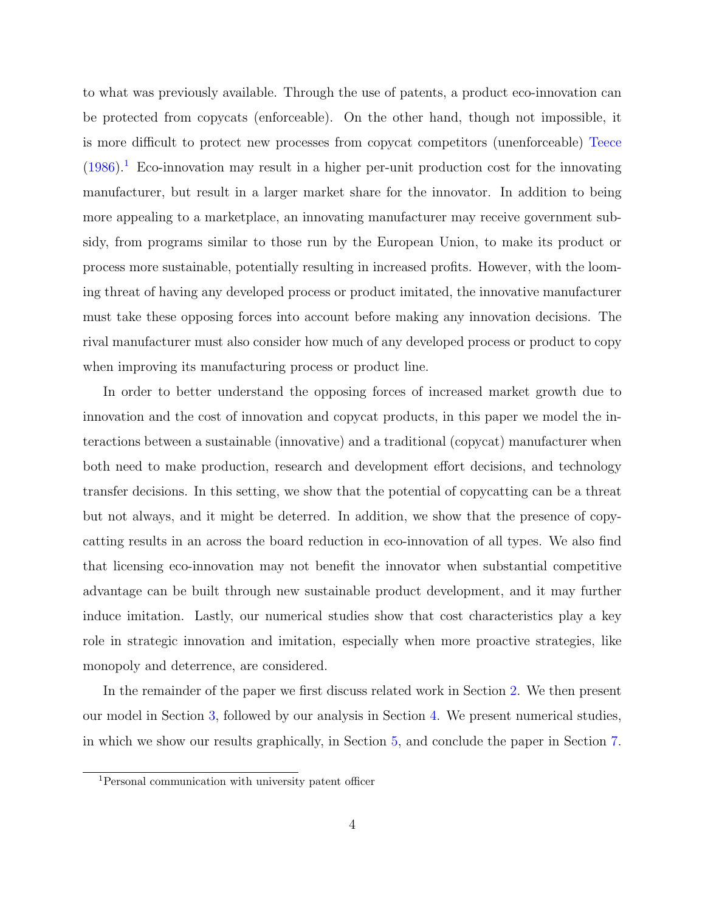to what was previously available. Through the use of patents, a product eco-innovation can be protected from copycats (enforceable). On the other hand, though not impossible, it is more difficult to protect new processes from copycat competitors (unenforceable) Teece (1986).[1] Eco-innovation may result in a higher per-unit production cost for the innovating manufacturer, but result in a larger market share for the innovator. In addition to being more appealing to a marketplace, an innovating manufacturer may receive government subsidy, from programs similar to those run by the European Union, to make its product or process more sustainable, potentially resulting in increased profits. However, with the looming threat of having any developed process or product imitated, the innovative manufacturer must take these opposing forces into account before making any innovation decisions. The rival manufacturer must also consider how much of any developed process or product to copy when improving its manufacturing process or product line.

In order to better understand the opposing forces of increased market growth due to innovation and the cost of innovation and copycat products, in this paper we model the interactions between a sustainable (innovative) and a traditional (copycat) manufacturer when both need to make production, research and development effort decisions, and technology transfer decisions. In this setting, we show that the potential of copycatting can be a threat but not always, and it might be deterred. In addition, we show that the presence of copycatting results in an across the board reduction in eco-innovation of all types. We also find that licensing eco-innovation may not benefit the innovator when substantial competitive advantage can be built through new sustainable product development, and it may further induce imitation. Lastly, our numerical studies show that cost characteristics play a key role in strategic innovation and imitation, especially when more proactive strategies, like monopoly and deterrence, are considered.

In the remainder of the paper we first discuss related work in Section 2. We then present our model in Section 3, followed by our analysis in Section 4. We present numerical studies, in which we show our results graphically, in Section 5, and conclude the paper in Section 7.

[1] Personal communication with university patent officer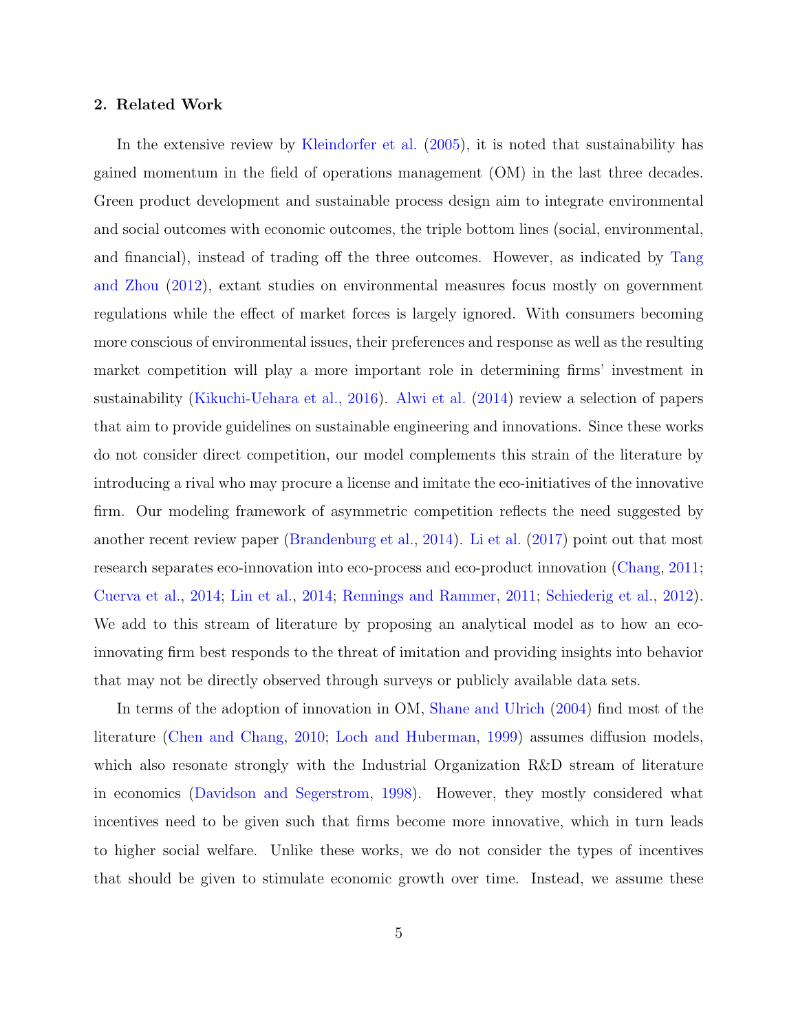## 2. Related Work

In the extensive review by Kleindorfer et al. (2005), it is noted that sustainability has gained momentum in the field of operations management (OM) in the last three decades. Green product development and sustainable process design aim to integrate environmental and social outcomes with economic outcomes, the triple bottom lines (social, environmental, and financial), instead of trading off the three outcomes. However, as indicated by Tang and Zhou (2012), extant studies on environmental measures focus mostly on government regulations while the effect of market forces is largely ignored. With consumers becoming more conscious of environmental issues, their preferences and response as well as the resulting market competition will play a more important role in determining firms' investment in sustainability (Kikuchi-Uehara et al., 2016). Alwi et al. (2014) review a selection of papers that aim to provide guidelines on sustainable engineering and innovations. Since these works do not consider direct competition, our model complements this strain of the literature by introducing a rival who may procure a license and imitate the eco-initiatives of the innovative firm. Our modeling framework of asymmetric competition reflects the need suggested by another recent review paper (Brandenburg et al., 2014). Li et al. (2017) point out that most research separates eco-innovation into eco-process and eco-product innovation (Chang, 2011; Cuerva et al., 2014; Lin et al., 2014; Rennings and Rammer, 2011; Schiederig et al., 2012). We add to this stream of literature by proposing an analytical model as to how an eco-innovating firm best responds to the threat of imitation and providing insights into behavior that may not be directly observed through surveys or publicly available data sets.

In terms of the adoption of innovation in OM, Shane and Ulrich (2004) find most of the literature (Chen and Chang, 2010; Loch and Huberman, 1999) assumes diffusion models, which also resonate strongly with the Industrial Organization R&D stream of literature in economics (Davidson and Segerstrom, 1998). However, they mostly considered what incentives need to be given such that firms become more innovative, which in turn leads to higher social welfare. Unlike these works, we do not consider the types of incentives that should be given to stimulate economic growth over time. Instead, we assume these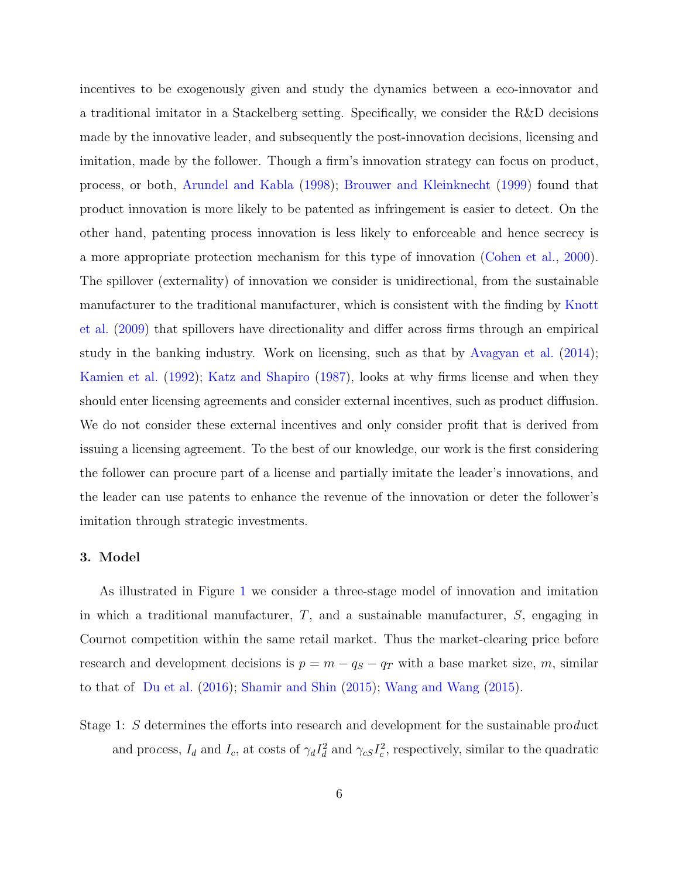incentives to be exogenously given and study the dynamics between a eco-innovator and a traditional imitator in a Stackelberg setting. Specifically, we consider the R&D decisions made by the innovative leader, and subsequently the post-innovation decisions, licensing and imitation, made by the follower. Though a firm's innovation strategy can focus on product, process, or both, Arundel and Kabla (1998); Brouwer and Kleinknecht (1999) found that product innovation is more likely to be patented as infringement is easier to detect. On the other hand, patenting process innovation is less likely to enforceable and hence secrecy is a more appropriate protection mechanism for this type of innovation (Cohen et al., 2000). The spillover (externality) of innovation we consider is unidirectional, from the sustainable manufacturer to the traditional manufacturer, which is consistent with the finding by Knott et al. (2009) that spillovers have directionality and differ across firms through an empirical study in the banking industry. Work on licensing, such as that by Avagyan et al. (2014); Kamien et al. (1992); Katz and Shapiro (1987), looks at why firms license and when they should enter licensing agreements and consider external incentives, such as product diffusion. We do not consider these external incentives and only consider profit that is derived from issuing a licensing agreement. To the best of our knowledge, our work is the first considering the follower can procure part of a license and partially imitate the leader's innovations, and the leader can use patents to enhance the revenue of the innovation or deter the follower's imitation through strategic investments.

## 3. Model

As illustrated in Figure 1 we consider a three-stage model of innovation and imitation in which a traditional manufacturer, $T$, and a sustainable manufacturer, $S$, engaging in Cournot competition within the same retail market. Thus the market-clearing price before research and development decisions is $p = m - q_S - q_T$ with a base market size, $m$, similar to that of Du et al. (2016); Shamir and Shin (2015); Wang and Wang (2015).

Stage 1: $S$ determines the efforts into research and development for the sustainable product and process, $I_d$ and $I_c$, at costs of $\gamma_d I_d^2$ and $\gamma_{cS} I_c^2$, respectively, similar to the quadratic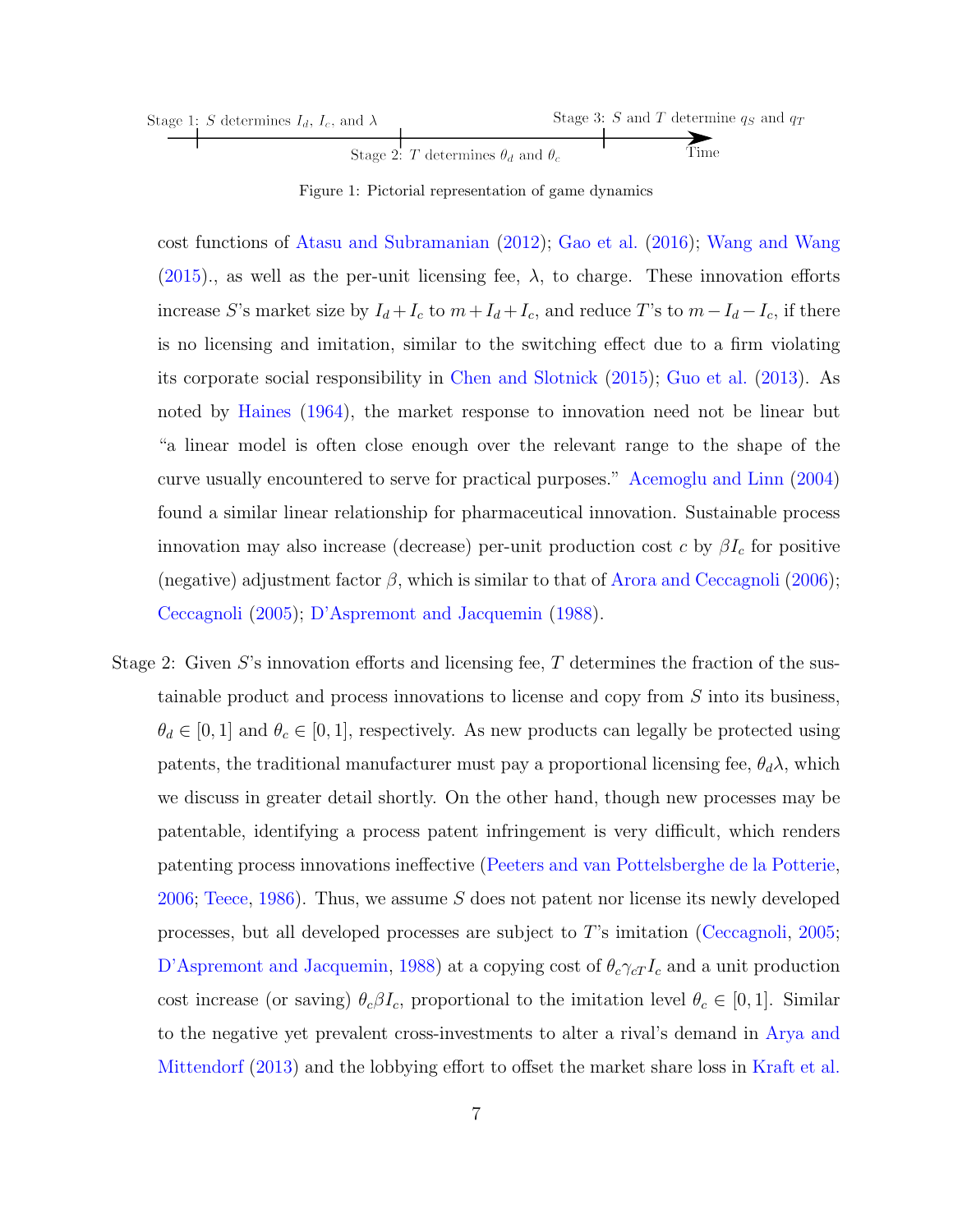Stage 1: $S$ determines $I_d$, $I_c$, and $\lambda$ — Stage 2: $T$ determines $\theta_d$ and $\theta_c$ — Stage 3: $S$ and $T$ determine $q_S$ and $q_T$ — Time

Figure 1: Pictorial representation of game dynamics

cost functions of Atasu and Subramanian (2012); Gao et al. (2016); Wang and Wang (2015)., as well as the per-unit licensing fee, $\lambda$, to charge. These innovation efforts increase $S$'s market size by $I_d + I_c$ to $m + I_d + I_c$, and reduce $T$'s to $m - I_d - I_c$, if there is no licensing and imitation, similar to the switching effect due to a firm violating its corporate social responsibility in Chen and Slotnick (2015); Guo et al. (2013). As noted by Haines (1964), the market response to innovation need not be linear but "a linear model is often close enough over the relevant range to the shape of the curve usually encountered to serve for practical purposes." Acemoglu and Linn (2004) found a similar linear relationship for pharmaceutical innovation. Sustainable process innovation may also increase (decrease) per-unit production cost $c$ by $\beta I_c$ for positive (negative) adjustment factor $\beta$, which is similar to that of Arora and Ceccagnoli (2006); Ceccagnoli (2005); D'Aspremont and Jacquemin (1988).

Stage 2: Given $S$'s innovation efforts and licensing fee, $T$ determines the fraction of the sustainable product and process innovations to license and copy from $S$ into its business, $\theta_d \in [0, 1]$ and $\theta_c \in [0, 1]$, respectively. As new products can legally be protected using patents, the traditional manufacturer must pay a proportional licensing fee, $\theta_d \lambda$, which we discuss in greater detail shortly. On the other hand, though new processes may be patentable, identifying a process patent infringement is very difficult, which renders patenting process innovations ineffective (Peeters and van Pottelsberghe de la Potterie, 2006; Teece, 1986). Thus, we assume $S$ does not patent nor license its newly developed processes, but all developed processes are subject to $T$'s imitation (Ceccagnoli, 2005; D'Aspremont and Jacquemin, 1988) at a copying cost of $\theta_c \gamma_{cT} I_c$ and a unit production cost increase (or saving) $\theta_c \beta I_c$, proportional to the imitation level $\theta_c \in [0, 1]$. Similar to the negative yet prevalent cross-investments to alter a rival's demand in Arya and Mittendorf (2013) and the lobbying effort to offset the market share loss in Kraft et al.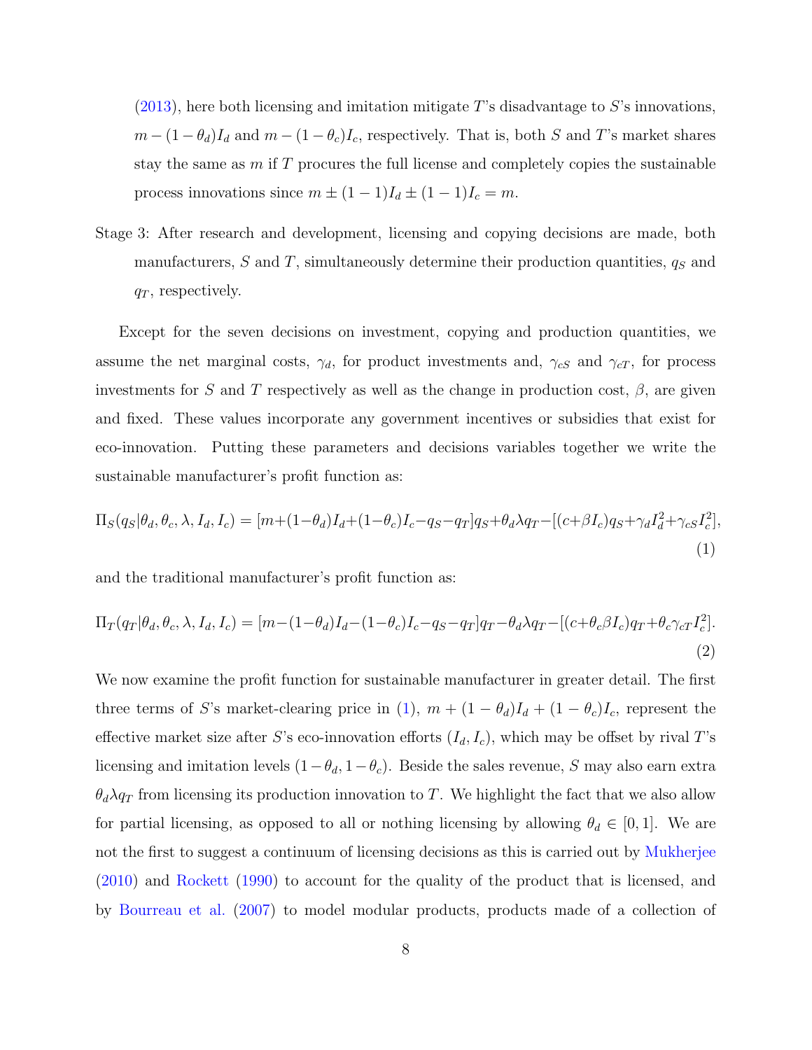(2013), here both licensing and imitation mitigate $T$'s disadvantage to $S$'s innovations, $m - (1-\theta_d)I_d$ and $m - (1-\theta_c)I_c$, respectively. That is, both $S$ and $T$'s market shares stay the same as $m$ if $T$ procures the full license and completely copies the sustainable process innovations since $m \pm (1-1)I_d \pm (1-1)I_c = m$.

Stage 3: After research and development, licensing and copying decisions are made, both manufacturers, $S$ and $T$, simultaneously determine their production quantities, $q_S$ and $q_T$, respectively.

Except for the seven decisions on investment, copying and production quantities, we assume the net marginal costs, $\gamma_d$, for product investments and, $\gamma_{cS}$ and $\gamma_{cT}$, for process investments for $S$ and $T$ respectively as well as the change in production cost, $\beta$, are given and fixed. These values incorporate any government incentives or subsidies that exist for eco-innovation. Putting these parameters and decisions variables together we write the sustainable manufacturer's profit function as:

$$\Pi_S(q_S|\theta_d, \theta_c, \lambda, I_d, I_c) = [m+(1-\theta_d)I_d+(1-\theta_c)I_c-q_S-q_T]q_S+\theta_d\lambda q_T-[(c+\beta I_c)q_S+\gamma_d I_d^2+\gamma_{cS}I_c^2], \tag{1}$$

and the traditional manufacturer's profit function as:

$$\Pi_T(q_T|\theta_d, \theta_c, \lambda, I_d, I_c) = [m-(1-\theta_d)I_d-(1-\theta_c)I_c-q_S-q_T]q_T-\theta_d\lambda q_T-[(c+\theta_c\beta I_c)q_T+\theta_c\gamma_{cT}I_c^2]. \tag{2}$$

We now examine the profit function for sustainable manufacturer in greater detail. The first three terms of $S$'s market-clearing price in (1), $m + (1-\theta_d)I_d + (1-\theta_c)I_c$, represent the effective market size after $S$'s eco-innovation efforts $(I_d, I_c)$, which may be offset by rival $T$'s licensing and imitation levels $(1-\theta_d, 1-\theta_c)$. Beside the sales revenue, $S$ may also earn extra $\theta_d\lambda q_T$ from licensing its production innovation to $T$. We highlight the fact that we also allow for partial licensing, as opposed to all or nothing licensing by allowing $\theta_d \in [0,1]$. We are not the first to suggest a continuum of licensing decisions as this is carried out by Mukherjee (2010) and Rockett (1990) to account for the quality of the product that is licensed, and by Bourreau et al. (2007) to model modular products, products made of a collection of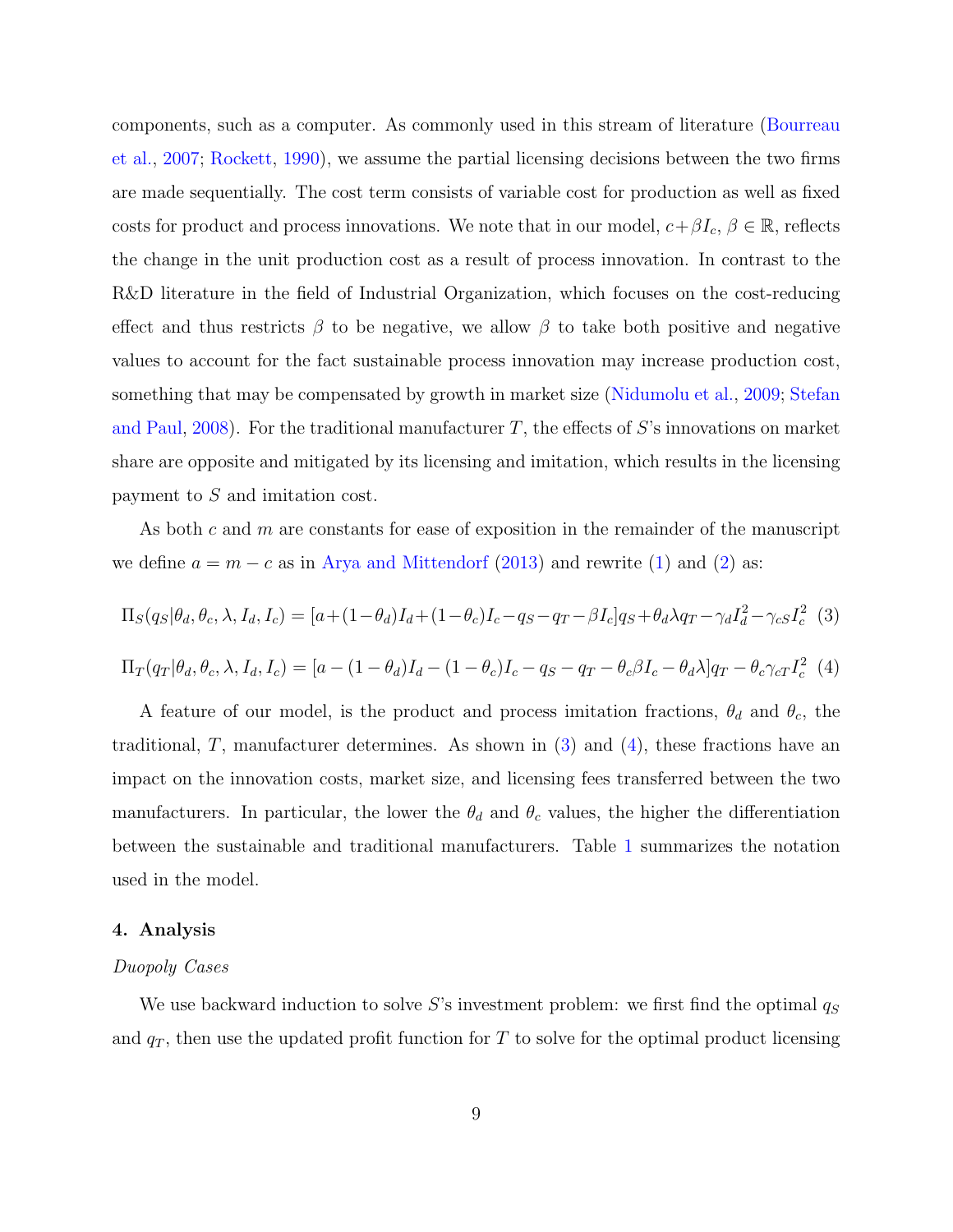components, such as a computer. As commonly used in this stream of literature (Bourreau et al., 2007; Rockett, 1990), we assume the partial licensing decisions between the two firms are made sequentially. The cost term consists of variable cost for production as well as fixed costs for product and process innovations. We note that in our model, $c + \beta I_c$, $\beta \in \mathbb{R}$, reflects the change in the unit production cost as a result of process innovation. In contrast to the R&D literature in the field of Industrial Organization, which focuses on the cost-reducing effect and thus restricts $\beta$ to be negative, we allow $\beta$ to take both positive and negative values to account for the fact sustainable process innovation may increase production cost, something that may be compensated by growth in market size (Nidumolu et al., 2009; Stefan and Paul, 2008). For the traditional manufacturer $T$, the effects of $S$'s innovations on market share are opposite and mitigated by its licensing and imitation, which results in the licensing payment to $S$ and imitation cost.

As both $c$ and $m$ are constants for ease of exposition in the remainder of the manuscript we define $a = m - c$ as in Arya and Mittendorf (2013) and rewrite (1) and (2) as:

$$\Pi_S(q_S|\theta_d, \theta_c, \lambda, I_d, I_c) = [a + (1-\theta_d)I_d + (1-\theta_c)I_c - q_S - q_T - \beta I_c]q_S + \theta_d \lambda q_T - \gamma_d I_d^2 - \gamma_{cS} I_c^2 \quad (3)$$

$$\Pi_T(q_T|\theta_d, \theta_c, \lambda, I_d, I_c) = [a - (1-\theta_d)I_d - (1-\theta_c)I_c - q_S - q_T - \theta_c \beta I_c - \theta_d \lambda]q_T - \theta_c \gamma_{cT} I_c^2 \quad (4)$$

A feature of our model, is the product and process imitation fractions, $\theta_d$ and $\theta_c$, the traditional, $T$, manufacturer determines. As shown in (3) and (4), these fractions have an impact on the innovation costs, market size, and licensing fees transferred between the two manufacturers. In particular, the lower the $\theta_d$ and $\theta_c$ values, the higher the differentiation between the sustainable and traditional manufacturers. Table 1 summarizes the notation used in the model.

## 4. Analysis

*Duopoly Cases*

We use backward induction to solve $S$'s investment problem: we first find the optimal $q_S$ and $q_T$, then use the updated profit function for $T$ to solve for the optimal product licensing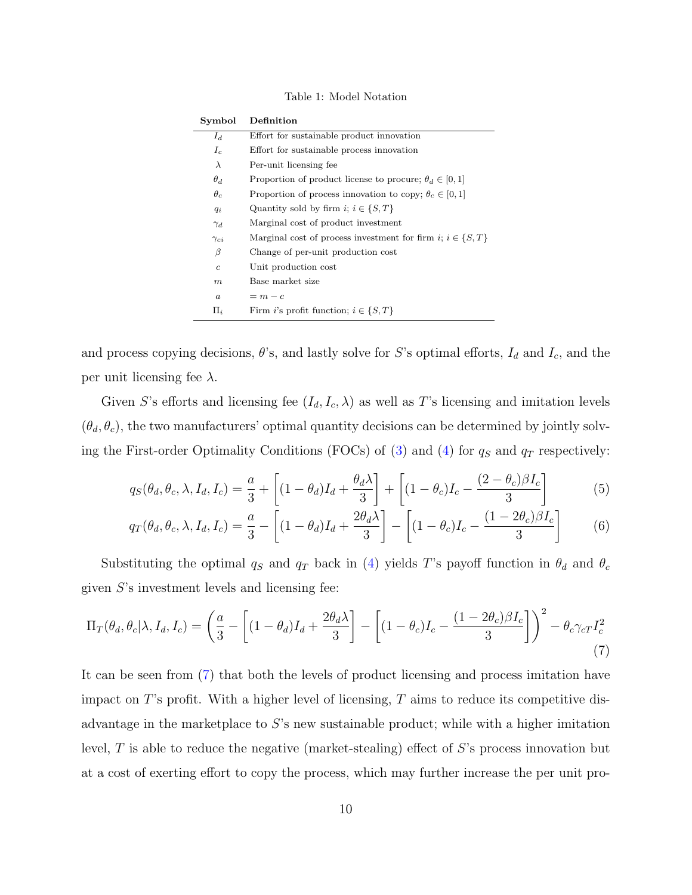Table 1: Model Notation

| Symbol | Definition |
|---|---|
| $I_d$ | Effort for sustainable product innovation |
| $I_c$ | Effort for sustainable process innovation |
| $\lambda$ | Per-unit licensing fee |
| $\theta_d$ | Proportion of product license to procure; $\theta_d \in [0, 1]$ |
| $\theta_c$ | Proportion of process innovation to copy; $\theta_c \in [0, 1]$ |
| $q_i$ | Quantity sold by firm $i$; $i \in \{S, T\}$ |
| $\gamma_d$ | Marginal cost of product investment |
| $\gamma_{ci}$ | Marginal cost of process investment for firm $i$; $i \in \{S, T\}$ |
| $\beta$ | Change of per-unit production cost |
| $c$ | Unit production cost |
| $m$ | Base market size |
| $a$ | $= m - c$ |
| $\Pi_i$ | Firm $i$'s profit function; $i \in \{S, T\}$ |

and process copying decisions, $\theta$'s, and lastly solve for $S$'s optimal efforts, $I_d$ and $I_c$, and the per unit licensing fee $\lambda$.

Given $S$'s efforts and licensing fee $(I_d, I_c, \lambda)$ as well as $T$'s licensing and imitation levels $(\theta_d, \theta_c)$, the two manufacturers' optimal quantity decisions can be determined by jointly solving the First-order Optimality Conditions (FOCs) of (3) and (4) for $q_S$ and $q_T$ respectively:

$$q_S(\theta_d, \theta_c, \lambda, I_d, I_c) = \frac{a}{3} + \left[(1-\theta_d)I_d + \frac{\theta_d \lambda}{3}\right] + \left[(1-\theta_c)I_c - \frac{(2-\theta_c)\beta I_c}{3}\right] \tag{5}$$

$$q_T(\theta_d, \theta_c, \lambda, I_d, I_c) = \frac{a}{3} - \left[(1-\theta_d)I_d + \frac{2\theta_d \lambda}{3}\right] - \left[(1-\theta_c)I_c - \frac{(1-2\theta_c)\beta I_c}{3}\right] \tag{6}$$

Substituting the optimal $q_S$ and $q_T$ back in (4) yields $T$'s payoff function in $\theta_d$ and $\theta_c$ given $S$'s investment levels and licensing fee:

$$\Pi_T(\theta_d, \theta_c | \lambda, I_d, I_c) = \left(\frac{a}{3} - \left[(1-\theta_d)I_d + \frac{2\theta_d \lambda}{3}\right] - \left[(1-\theta_c)I_c - \frac{(1-2\theta_c)\beta I_c}{3}\right]\right)^2 - \theta_c \gamma_{cT} I_c^2 \tag{7}$$

It can be seen from (7) that both the levels of product licensing and process imitation have impact on $T$'s profit. With a higher level of licensing, $T$ aims to reduce its competitive disadvantage in the marketplace to $S$'s new sustainable product; while with a higher imitation level, $T$ is able to reduce the negative (market-stealing) effect of $S$'s process innovation but at a cost of exerting effort to copy the process, which may further increase the per unit pro-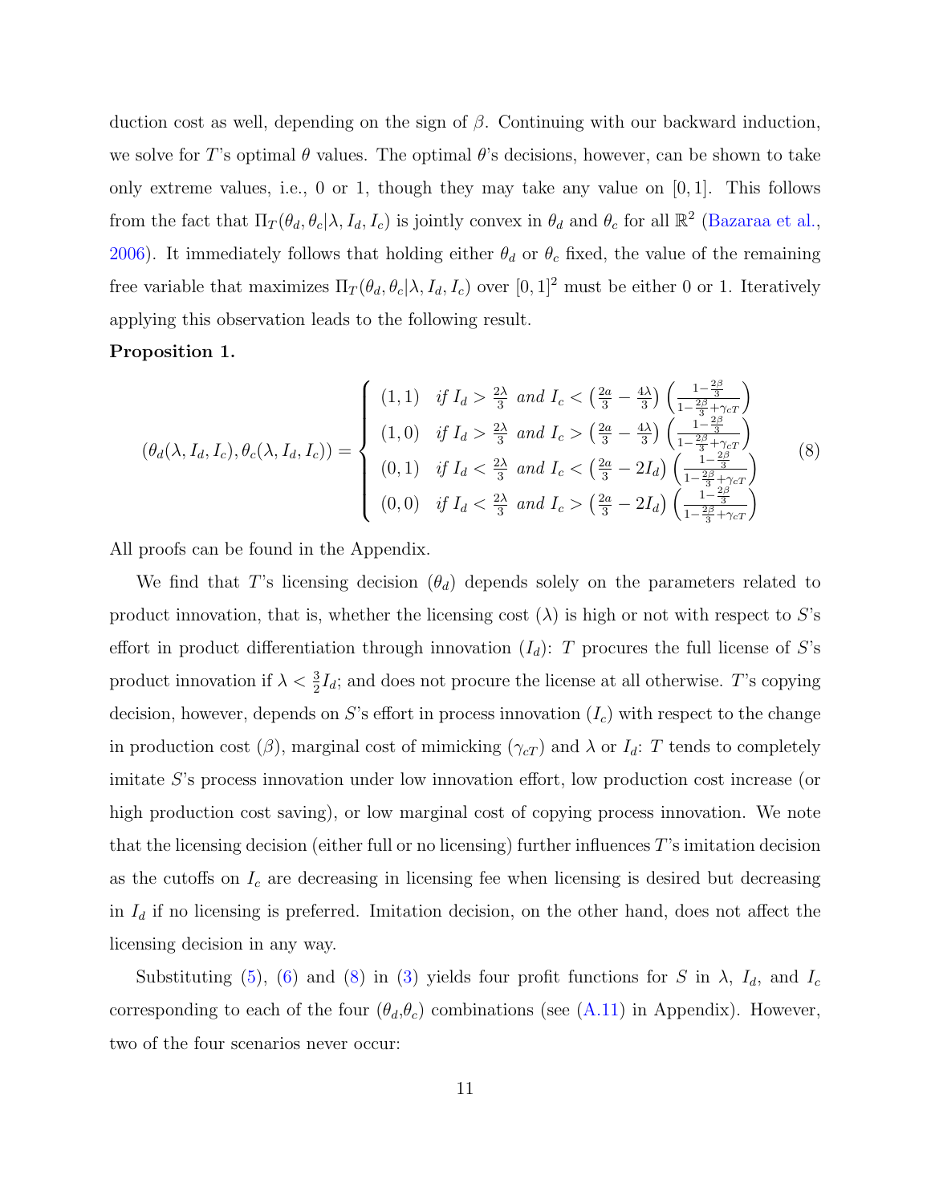duction cost as well, depending on the sign of $\beta$. Continuing with our backward induction, we solve for $T$'s optimal $\theta$ values. The optimal $\theta$'s decisions, however, can be shown to take only extreme values, i.e., 0 or 1, though they may take any value on $[0, 1]$. This follows from the fact that $\Pi_T(\theta_d, \theta_c|\lambda, I_d, I_c)$ is jointly convex in $\theta_d$ and $\theta_c$ for all $\mathbb{R}^2$ (Bazaraa et al., 2006). It immediately follows that holding either $\theta_d$ or $\theta_c$ fixed, the value of the remaining free variable that maximizes $\Pi_T(\theta_d, \theta_c|\lambda, I_d, I_c)$ over $[0, 1]^2$ must be either 0 or 1. Iteratively applying this observation leads to the following result.

**Proposition 1.**

$$
(\theta_d(\lambda, I_d, I_c), \theta_c(\lambda, I_d, I_c)) = \begin{cases} (1,1) & \textit{if } I_d > \frac{2\lambda}{3} \textit{ and } I_c < \left(\frac{2a}{3} - \frac{4\lambda}{3}\right)\left(\frac{1-\frac{2\beta}{3}}{1-\frac{2\beta}{3}+\gamma_{cT}}\right) \\ (1,0) & \textit{if } I_d > \frac{2\lambda}{3} \textit{ and } I_c > \left(\frac{2a}{3} - \frac{4\lambda}{3}\right)\left(\frac{1-\frac{2\beta}{3}}{1-\frac{2\beta}{3}+\gamma_{cT}}\right) \\ (0,1) & \textit{if } I_d < \frac{2\lambda}{3} \textit{ and } I_c < \left(\frac{2a}{3} - 2I_d\right)\left(\frac{1-\frac{2\beta}{3}}{1-\frac{2\beta}{3}+\gamma_{cT}}\right) \\ (0,0) & \textit{if } I_d < \frac{2\lambda}{3} \textit{ and } I_c > \left(\frac{2a}{3} - 2I_d\right)\left(\frac{1-\frac{2\beta}{3}}{1-\frac{2\beta}{3}+\gamma_{cT}}\right) \end{cases} \tag{8}
$$

All proofs can be found in the Appendix.

We find that $T$'s licensing decision ($\theta_d$) depends solely on the parameters related to product innovation, that is, whether the licensing cost ($\lambda$) is high or not with respect to $S$'s effort in product differentiation through innovation ($I_d$): $T$ procures the full license of $S$'s product innovation if $\lambda < \frac{3}{2}I_d$; and does not procure the license at all otherwise. $T$'s copying decision, however, depends on $S$'s effort in process innovation ($I_c$) with respect to the change in production cost ($\beta$), marginal cost of mimicking ($\gamma_{cT}$) and $\lambda$ or $I_d$: $T$ tends to completely imitate $S$'s process innovation under low innovation effort, low production cost increase (or high production cost saving), or low marginal cost of copying process innovation. We note that the licensing decision (either full or no licensing) further influences $T$'s imitation decision as the cutoffs on $I_c$ are decreasing in licensing fee when licensing is desired but decreasing in $I_d$ if no licensing is preferred. Imitation decision, on the other hand, does not affect the licensing decision in any way.

Substituting (5), (6) and (8) in (3) yields four profit functions for $S$ in $\lambda$, $I_d$, and $I_c$ corresponding to each of the four ($\theta_d$,$\theta_c$) combinations (see (A.11) in Appendix). However, two of the four scenarios never occur: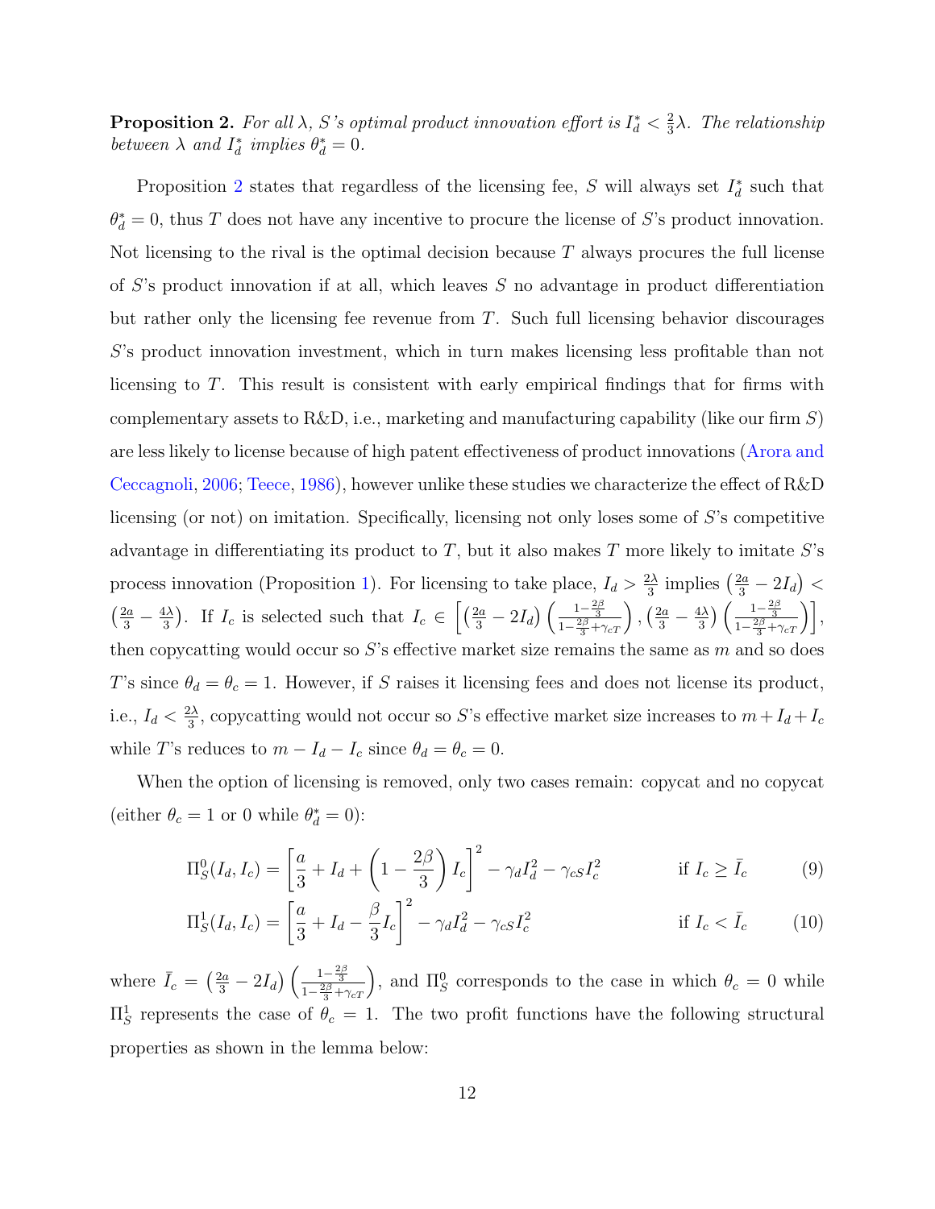**Proposition 2.** *For all $\lambda$, $S$'s optimal product innovation effort is $I_d^* < \frac{2}{3}\lambda$. The relationship between $\lambda$ and $I_d^*$ implies $\theta_d^* = 0$.*

Proposition 2 states that regardless of the licensing fee, $S$ will always set $I_d^*$ such that $\theta_d^* = 0$, thus $T$ does not have any incentive to procure the license of $S$'s product innovation. Not licensing to the rival is the optimal decision because $T$ always procures the full license of $S$'s product innovation if at all, which leaves $S$ no advantage in product differentiation but rather only the licensing fee revenue from $T$. Such full licensing behavior discourages $S$'s product innovation investment, which in turn makes licensing less profitable than not licensing to $T$. This result is consistent with early empirical findings that for firms with complementary assets to R&D, i.e., marketing and manufacturing capability (like our firm $S$) are less likely to license because of high patent effectiveness of product innovations (Arora and Ceccagnoli, 2006; Teece, 1986), however unlike these studies we characterize the effect of R&D licensing (or not) on imitation. Specifically, licensing not only loses some of $S$'s competitive advantage in differentiating its product to $T$, but it also makes $T$ more likely to imitate $S$'s process innovation (Proposition 1). For licensing to take place, $I_d > \frac{2\lambda}{3}$ implies $\left(\frac{2a}{3} - 2I_d\right) < \left(\frac{2a}{3} - \frac{4\lambda}{3}\right)$. If $I_c$ is selected such that $I_c \in \left[\left(\frac{2a}{3} - 2I_d\right)\left(\frac{1-\frac{2\beta}{3}}{1-\frac{2\beta}{3}+\gamma_{cT}}\right), \left(\frac{2a}{3} - \frac{4\lambda}{3}\right)\left(\frac{1-\frac{2\beta}{3}}{1-\frac{2\beta}{3}+\gamma_{cT}}\right)\right]$, then copycatting would occur so $S$'s effective market size remains the same as $m$ and so does $T$'s since $\theta_d = \theta_c = 1$. However, if $S$ raises it licensing fees and does not license its product, i.e., $I_d < \frac{2\lambda}{3}$, copycatting would not occur so $S$'s effective market size increases to $m + I_d + I_c$ while $T$'s reduces to $m - I_d - I_c$ since $\theta_d = \theta_c = 0$.

When the option of licensing is removed, only two cases remain: copycat and no copycat (either $\theta_c = 1$ or 0 while $\theta_d^* = 0$):

$$\Pi_S^0(I_d, I_c) = \left[\frac{a}{3} + I_d + \left(1 - \frac{2\beta}{3}\right)I_c\right]^2 - \gamma_d I_d^2 - \gamma_{cS} I_c^2 \qquad \text{if } I_c \geq \bar{I}_c \tag{9}$$

$$\Pi_S^1(I_d, I_c) = \left[\frac{a}{3} + I_d - \frac{\beta}{3}I_c\right]^2 - \gamma_d I_d^2 - \gamma_{cS} I_c^2 \qquad \text{if } I_c < \bar{I}_c \tag{10}$$

where $\bar{I}_c = \left(\frac{2a}{3} - 2I_d\right)\left(\frac{1-\frac{2\beta}{3}}{1-\frac{2\beta}{3}+\gamma_{cT}}\right)$, and $\Pi_S^0$ corresponds to the case in which $\theta_c = 0$ while $\Pi_S^1$ represents the case of $\theta_c = 1$. The two profit functions have the following structural properties as shown in the lemma below: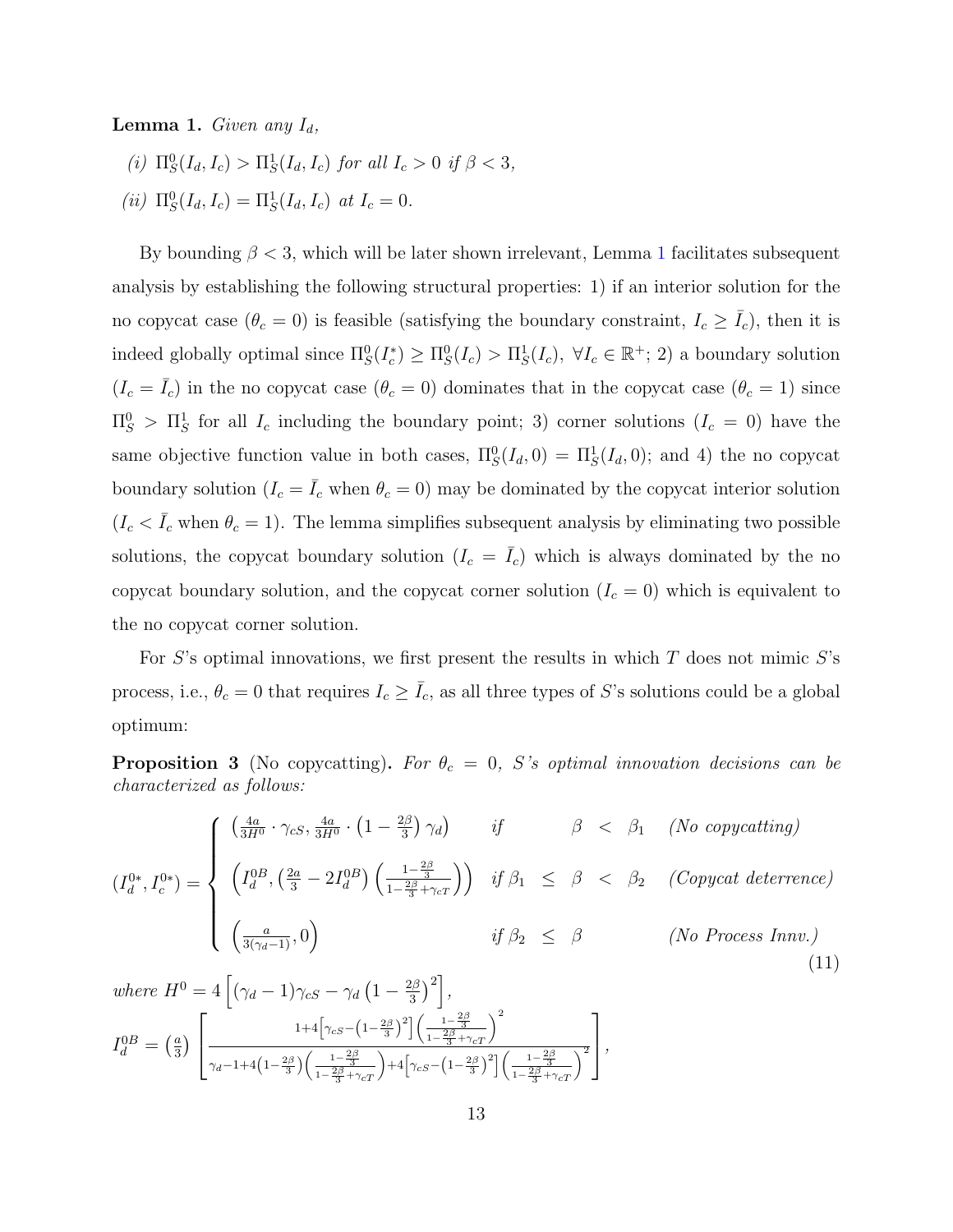**Lemma 1.** *Given any $I_d$,*

*(i)* $\Pi_S^0(I_d, I_c) > \Pi_S^1(I_d, I_c)$ *for all* $I_c > 0$ *if* $\beta < 3$,

*(ii)* $\Pi_S^0(I_d, I_c) = \Pi_S^1(I_d, I_c)$ *at* $I_c = 0$.

By bounding $\beta < 3$, which will be later shown irrelevant, Lemma 1 facilitates subsequent analysis by establishing the following structural properties: 1) if an interior solution for the no copycat case ($\theta_c = 0$) is feasible (satisfying the boundary constraint, $I_c \geq \bar{I}_c$), then it is indeed globally optimal since $\Pi_S^0(I_c^*) \geq \Pi_S^0(I_c) > \Pi_S^1(I_c), \ \forall I_c \in \mathbb{R}^+$; 2) a boundary solution ($I_c = \bar{I}_c$) in the no copycat case ($\theta_c = 0$) dominates that in the copycat case ($\theta_c = 1$) since $\Pi_S^0 > \Pi_S^1$ for all $I_c$ including the boundary point; 3) corner solutions ($I_c = 0$) have the same objective function value in both cases, $\Pi_S^0(I_d, 0) = \Pi_S^1(I_d, 0)$; and 4) the no copycat boundary solution ($I_c = \bar{I}_c$ when $\theta_c = 0$) may be dominated by the copycat interior solution ($I_c < \bar{I}_c$ when $\theta_c = 1$). The lemma simplifies subsequent analysis by eliminating two possible solutions, the copycat boundary solution ($I_c = \bar{I}_c$) which is always dominated by the no copycat boundary solution, and the copycat corner solution ($I_c = 0$) which is equivalent to the no copycat corner solution.

For $S$'s optimal innovations, we first present the results in which $T$ does not mimic $S$'s process, i.e., $\theta_c = 0$ that requires $I_c \geq \bar{I}_c$, as all three types of $S$'s solutions could be a global optimum:

**Proposition 3** (No copycatting)**.** *For $\theta_c = 0$, $S$'s optimal innovation decisions can be characterized as follows:*

$$
(I_d^{0*}, I_c^{0*}) = \begin{cases} \left(\frac{4a}{3H^0} \cdot \gamma_{cS}, \frac{4a}{3H^0} \cdot \left(1 - \frac{2\beta}{3}\right)\gamma_d\right) & \text{if} \quad \beta < \beta_1 \quad \textit{(No copycatting)} \\[2ex] \left(I_d^{0B}, \left(\frac{2a}{3} - 2I_d^{0B}\right)\left(\frac{1-\frac{2\beta}{3}}{1-\frac{2\beta}{3}+\gamma_{cT}}\right)\right) & \text{if } \beta_1 \leq \beta < \beta_2 \quad \textit{(Copycat deterrence)} \\[2ex] \left(\frac{a}{3(\gamma_d - 1)}, 0\right) & \text{if } \beta_2 \leq \beta \qquad\quad \textit{(No Process Innv.)} \end{cases} \tag{11}
$$

*where* $H^0 = 4\left[(\gamma_d - 1)\gamma_{cS} - \gamma_d\left(1 - \frac{2\beta}{3}\right)^2\right]$,

$$
I_d^{0B} = \left(\frac{a}{3}\right)\left[\frac{1 + 4\left[\gamma_{cS} - \left(1-\frac{2\beta}{3}\right)^2\right]\left(\frac{1-\frac{2\beta}{3}}{1-\frac{2\beta}{3}+\gamma_{cT}}\right)^2}{\gamma_d - 1 + 4\left(1-\frac{2\beta}{3}\right)\left(\frac{1-\frac{2\beta}{3}}{1-\frac{2\beta}{3}+\gamma_{cT}}\right) + 4\left[\gamma_{cS} - \left(1-\frac{2\beta}{3}\right)^2\right]\left(\frac{1-\frac{2\beta}{3}}{1-\frac{2\beta}{3}+\gamma_{cT}}\right)^2}\right],
$$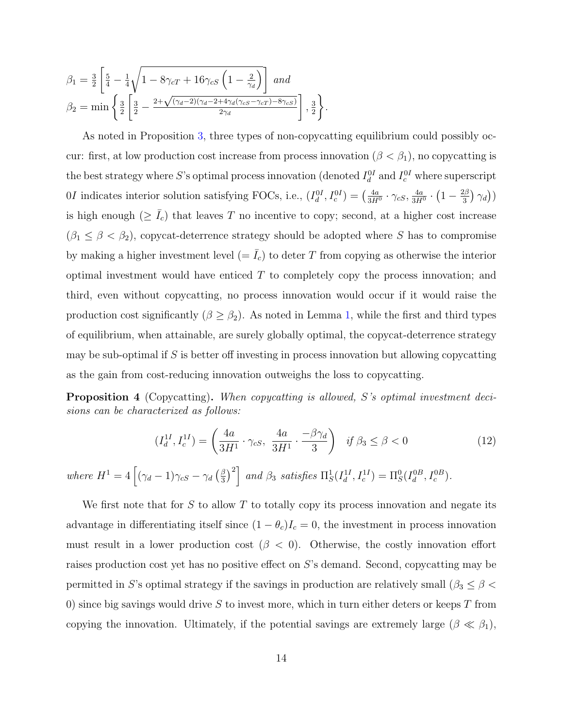$\beta_1 = \frac{3}{2}\left[\frac{5}{4} - \frac{1}{4}\sqrt{1 - 8\gamma_{cT} + 16\gamma_{cS}\left(1 - \frac{2}{\gamma_d}\right)}\right]$ *and*
$\beta_2 = \min\left\{\frac{3}{2}\left[\frac{3}{2} - \frac{2+\sqrt{(\gamma_d-2)(\gamma_d-2+4\gamma_d(\gamma_{cS}-\gamma_{cT})-8\gamma_{cS})}}{2\gamma_d}\right], \frac{3}{2}\right\}$.

As noted in Proposition 3, three types of non-copycatting equilibrium could possibly occur: first, at low production cost increase from process innovation ($\beta < \beta_1$), no copycatting is the best strategy where $S$'s optimal process innovation (denoted $I_d^{0I}$ and $I_c^{0I}$ where superscript $0I$ indicates interior solution satisfying FOCs, i.e., $(I_d^{0I}, I_c^{0I}) = \left(\frac{4a}{3H^0}\cdot\gamma_{cS}, \frac{4a}{3H^0}\cdot\left(1-\frac{2\beta}{3}\right)\gamma_d\right)$) is high enough ($\geq \bar{I}_c$) that leaves $T$ no incentive to copy; second, at a higher cost increase ($\beta_1 \leq \beta < \beta_2$), copycat-deterrence strategy should be adopted where $S$ has to compromise by making a higher investment level ($= \bar{I}_c$) to deter $T$ from copying as otherwise the interior optimal investment would have enticed $T$ to completely copy the process innovation; and third, even without copycatting, no process innovation would occur if it would raise the production cost significantly ($\beta \geq \beta_2$). As noted in Lemma 1, while the first and third types of equilibrium, when attainable, are surely globally optimal, the copycat-deterrence strategy may be sub-optimal if $S$ is better off investing in process innovation but allowing copycatting as the gain from cost-reducing innovation outweighs the loss to copycatting.

**Proposition 4** (Copycatting)**.** *When copycatting is allowed, $S$'s optimal investment decisions can be characterized as follows:*

$$(I_d^{1I}, I_c^{1I}) = \left(\frac{4a}{3H^1}\cdot\gamma_{cS},\ \frac{4a}{3H^1}\cdot\frac{-\beta\gamma_d}{3}\right) \quad \text{if } \beta_3 \leq \beta < 0 \tag{12}$$

*where $H^1 = 4\left[(\gamma_d - 1)\gamma_{cS} - \gamma_d\left(\frac{\beta}{3}\right)^2\right]$ and $\beta_3$ satisfies $\Pi_S^1(I_d^{1I}, I_c^{1I}) = \Pi_S^0(I_d^{0B}, I_c^{0B})$.*

We first note that for $S$ to allow $T$ to totally copy its process innovation and negate its advantage in differentiating itself since $(1-\theta_c)I_c = 0$, the investment in process innovation must result in a lower production cost ($\beta < 0$). Otherwise, the costly innovation effort raises production cost yet has no positive effect on $S$'s demand. Second, copycatting may be permitted in $S$'s optimal strategy if the savings in production are relatively small ($\beta_3 \leq \beta < 0$) since big savings would drive $S$ to invest more, which in turn either deters or keeps $T$ from copying the innovation. Ultimately, if the potential savings are extremely large ($\beta \ll \beta_1$),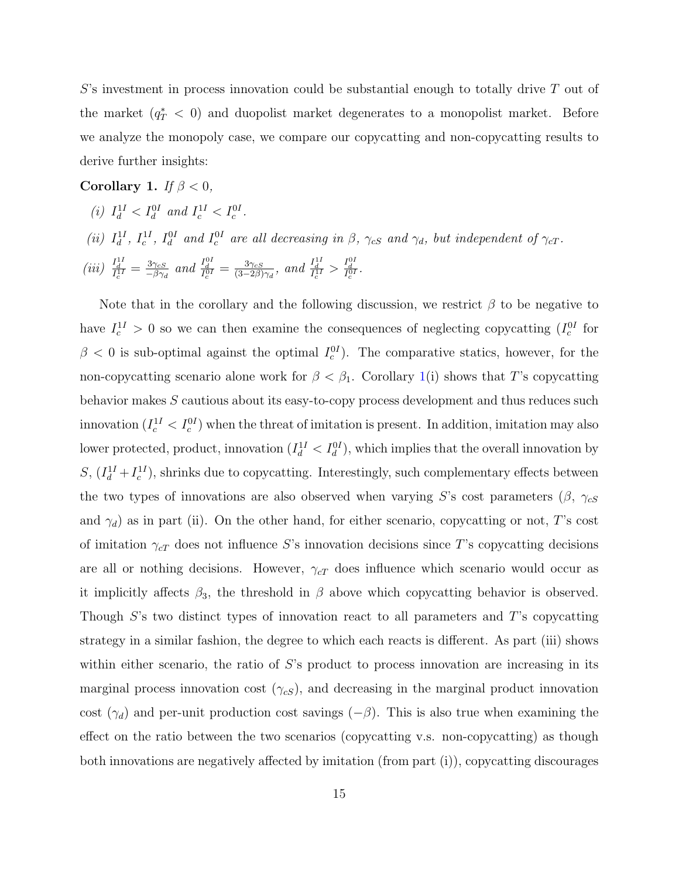$S$'s investment in process innovation could be substantial enough to totally drive $T$ out of the market ($q_T^* < 0$) and duopolist market degenerates to a monopolist market. Before we analyze the monopoly case, we compare our copycatting and non-copycatting results to derive further insights:

**Corollary 1.** *If $\beta < 0$,*

*(i) $I_d^{1I} < I_d^{0I}$ and $I_c^{1I} < I_c^{0I}$.*

*(ii) $I_d^{1I}$, $I_c^{1I}$, $I_d^{0I}$ and $I_c^{0I}$ are all decreasing in $\beta$, $\gamma_{cS}$ and $\gamma_d$, but independent of $\gamma_{cT}$.*

*(iii) $\frac{I_d^{1I}}{I_c^{1I}} = \frac{3\gamma_{cS}}{-\beta\gamma_d}$ and $\frac{I_d^{0I}}{I_c^{0I}} = \frac{3\gamma_{cS}}{(3-2\beta)\gamma_d}$, and $\frac{I_d^{1I}}{I_c^{1I}} > \frac{I_d^{0I}}{I_c^{0I}}$.*

Note that in the corollary and the following discussion, we restrict $\beta$ to be negative to have $I_c^{1I} > 0$ so we can then examine the consequences of neglecting copycatting ($I_c^{0I}$ for $\beta < 0$ is sub-optimal against the optimal $I_c^{0I}$). The comparative statics, however, for the non-copycatting scenario alone work for $\beta < \beta_1$. Corollary 1(i) shows that $T$'s copycatting behavior makes $S$ cautious about its easy-to-copy process development and thus reduces such innovation ($I_c^{1I} < I_c^{0I}$) when the threat of imitation is present. In addition, imitation may also lower protected, product, innovation ($I_d^{1I} < I_d^{0I}$), which implies that the overall innovation by $S$, ($I_d^{1I} + I_c^{1I}$), shrinks due to copycatting. Interestingly, such complementary effects between the two types of innovations are also observed when varying $S$'s cost parameters ($\beta$, $\gamma_{cS}$ and $\gamma_d$) as in part (ii). On the other hand, for either scenario, copycatting or not, $T$'s cost of imitation $\gamma_{cT}$ does not influence $S$'s innovation decisions since $T$'s copycatting decisions are all or nothing decisions. However, $\gamma_{cT}$ does influence which scenario would occur as it implicitly affects $\beta_3$, the threshold in $\beta$ above which copycatting behavior is observed. Though $S$'s two distinct types of innovation react to all parameters and $T$'s copycatting strategy in a similar fashion, the degree to which each reacts is different. As part (iii) shows within either scenario, the ratio of $S$'s product to process innovation are increasing in its marginal process innovation cost ($\gamma_{cS}$), and decreasing in the marginal product innovation cost ($\gamma_d$) and per-unit production cost savings ($-\beta$). This is also true when examining the effect on the ratio between the two scenarios (copycatting v.s. non-copycatting) as though both innovations are negatively affected by imitation (from part (i)), copycatting discourages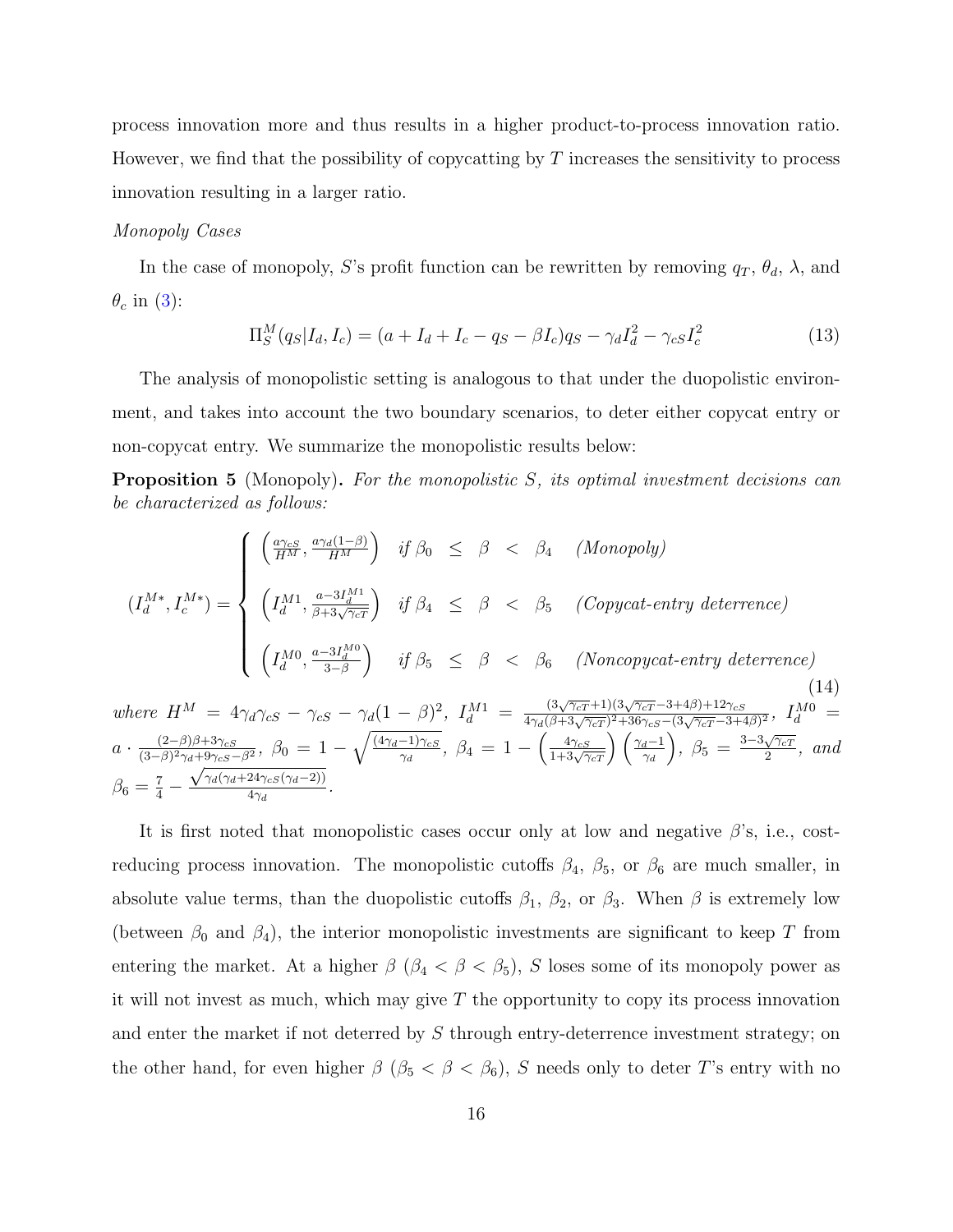process innovation more and thus results in a higher product-to-process innovation ratio. However, we find that the possibility of copycatting by $T$ increases the sensitivity to process innovation resulting in a larger ratio.

*Monopoly Cases*

In the case of monopoly, $S$'s profit function can be rewritten by removing $q_T$, $\theta_d$, $\lambda$, and $\theta_c$ in (3):

$$\Pi_S^M(q_S|I_d, I_c) = (a + I_d + I_c - q_S - \beta I_c)q_S - \gamma_d I_d^2 - \gamma_{cS} I_c^2 \tag{13}$$

The analysis of monopolistic setting is analogous to that under the duopolistic environment, and takes into account the two boundary scenarios, to deter either copycat entry or non-copycat entry. We summarize the monopolistic results below:

**Proposition 5** (Monopoly)**.** *For the monopolistic $S$, its optimal investment decisions can be characterized as follows:*

$$(I_d^{M*}, I_c^{M*}) = \begin{cases} \left(\frac{a\gamma_{cS}}{H^M}, \frac{a\gamma_d(1-\beta)}{H^M}\right) & \text{if } \beta_0 \leq \beta < \beta_4 \quad \textit{(Monopoly)} \\ \left(I_d^{M1}, \frac{a-3I_d^{M1}}{\beta+3\sqrt{\gamma_{cT}}}\right) & \text{if } \beta_4 \leq \beta < \beta_5 \quad \textit{(Copycat-entry deterrence)} \\ \left(I_d^{M0}, \frac{a-3I_d^{M0}}{3-\beta}\right) & \text{if } \beta_5 \leq \beta < \beta_6 \quad \textit{(Noncopycat-entry deterrence)} \end{cases} \tag{14}$$

*where* $H^M = 4\gamma_d\gamma_{cS} - \gamma_{cS} - \gamma_d(1-\beta)^2$, $I_d^{M1} = \frac{(3\sqrt{\gamma_{cT}}+1)(3\sqrt{\gamma_{cT}}-3+4\beta)+12\gamma_{cS}}{4\gamma_d(\beta+3\sqrt{\gamma_{cT}})^2+36\gamma_{cS}-(3\sqrt{\gamma_{cT}}-3+4\beta)^2}$, $I_d^{M0} = a \cdot \frac{(2-\beta)\beta+3\gamma_{cS}}{(3-\beta)^2\gamma_d+9\gamma_{cS}-\beta^2}$, $\beta_0 = 1 - \sqrt{\frac{(4\gamma_d-1)\gamma_{cS}}{\gamma_d}}$, $\beta_4 = 1 - \left(\frac{4\gamma_{cS}}{1+3\sqrt{\gamma_{cT}}}\right)\left(\frac{\gamma_d-1}{\gamma_d}\right)$, $\beta_5 = \frac{3-3\sqrt{\gamma_{cT}}}{2}$, *and* $\beta_6 = \frac{7}{4} - \frac{\sqrt{\gamma_d(\gamma_d+24\gamma_{cS}(\gamma_d-2))}}{4\gamma_d}$.

It is first noted that monopolistic cases occur only at low and negative $\beta$'s, i.e., cost-reducing process innovation. The monopolistic cutoffs $\beta_4$, $\beta_5$, or $\beta_6$ are much smaller, in absolute value terms, than the duopolistic cutoffs $\beta_1$, $\beta_2$, or $\beta_3$. When $\beta$ is extremely low (between $\beta_0$ and $\beta_4$), the interior monopolistic investments are significant to keep $T$ from entering the market. At a higher $\beta$ ($\beta_4 < \beta < \beta_5$), $S$ loses some of its monopoly power as it will not invest as much, which may give $T$ the opportunity to copy its process innovation and enter the market if not deterred by $S$ through entry-deterrence investment strategy; on the other hand, for even higher $\beta$ ($\beta_5 < \beta < \beta_6$), $S$ needs only to deter $T$'s entry with no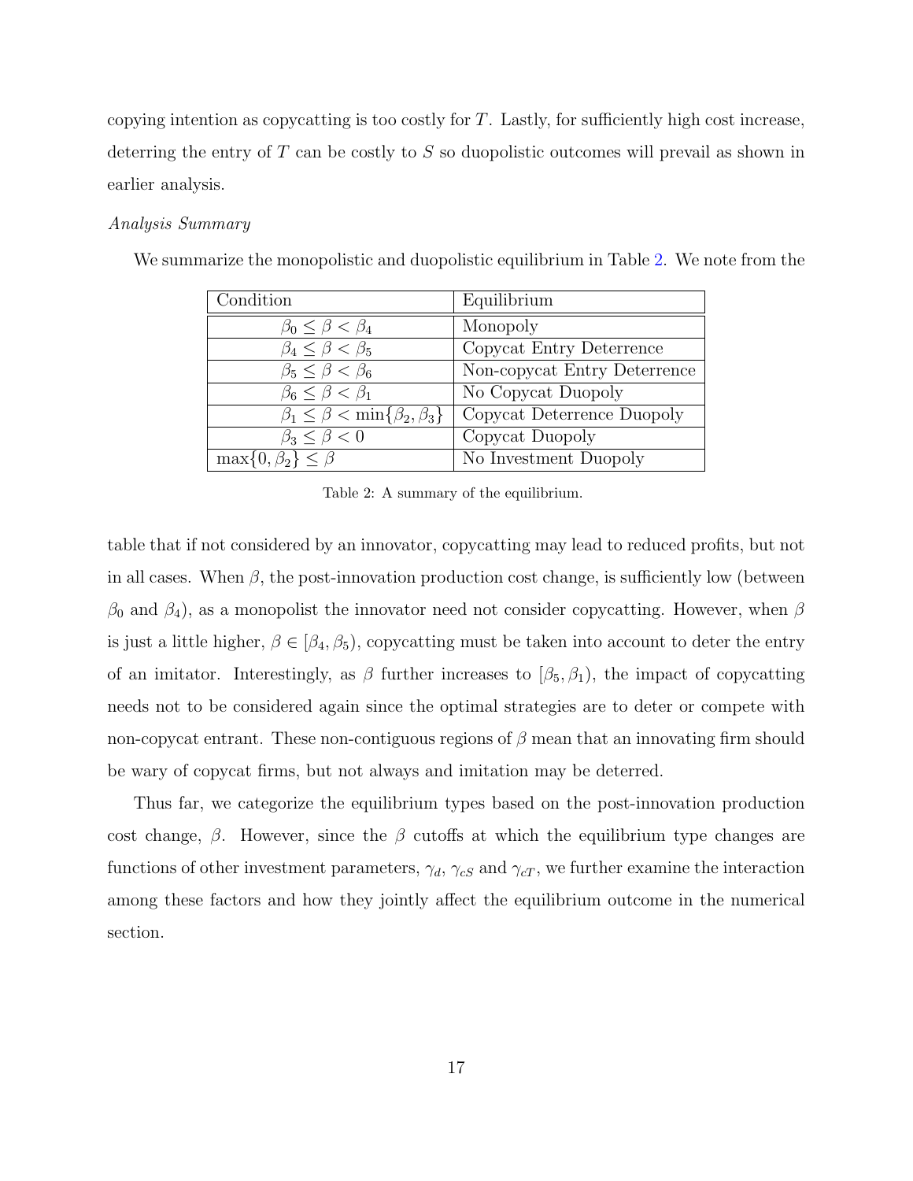copying intention as copycatting is too costly for $T$. Lastly, for sufficiently high cost increase, deterring the entry of $T$ can be costly to $S$ so duopolistic outcomes will prevail as shown in earlier analysis.

*Analysis Summary*

We summarize the monopolistic and duopolistic equilibrium in Table 2. We note from the

| Condition | Equilibrium |
|---|---|
| $\beta_0 \leq \beta < \beta_4$ | Monopoly |
| $\beta_4 \leq \beta < \beta_5$ | Copycat Entry Deterrence |
| $\beta_5 \leq \beta < \beta_6$ | Non-copycat Entry Deterrence |
| $\beta_6 \leq \beta < \beta_1$ | No Copycat Duopoly |
| $\beta_1 \leq \beta < \min\{\beta_2, \beta_3\}$ | Copycat Deterrence Duopoly |
| $\beta_3 \leq \beta < 0$ | Copycat Duopoly |
| $\max\{0, \beta_2\} \leq \beta$ | No Investment Duopoly |

Table 2: A summary of the equilibrium.

table that if not considered by an innovator, copycatting may lead to reduced profits, but not in all cases. When $\beta$, the post-innovation production cost change, is sufficiently low (between $\beta_0$ and $\beta_4$), as a monopolist the innovator need not consider copycatting. However, when $\beta$ is just a little higher, $\beta \in [\beta_4, \beta_5)$, copycatting must be taken into account to deter the entry of an imitator. Interestingly, as $\beta$ further increases to $[\beta_5, \beta_1)$, the impact of copycatting needs not to be considered again since the optimal strategies are to deter or compete with non-copycat entrant. These non-contiguous regions of $\beta$ mean that an innovating firm should be wary of copycat firms, but not always and imitation may be deterred.

Thus far, we categorize the equilibrium types based on the post-innovation production cost change, $\beta$. However, since the $\beta$ cutoffs at which the equilibrium type changes are functions of other investment parameters, $\gamma_d$, $\gamma_{cS}$ and $\gamma_{cT}$, we further examine the interaction among these factors and how they jointly affect the equilibrium outcome in the numerical section.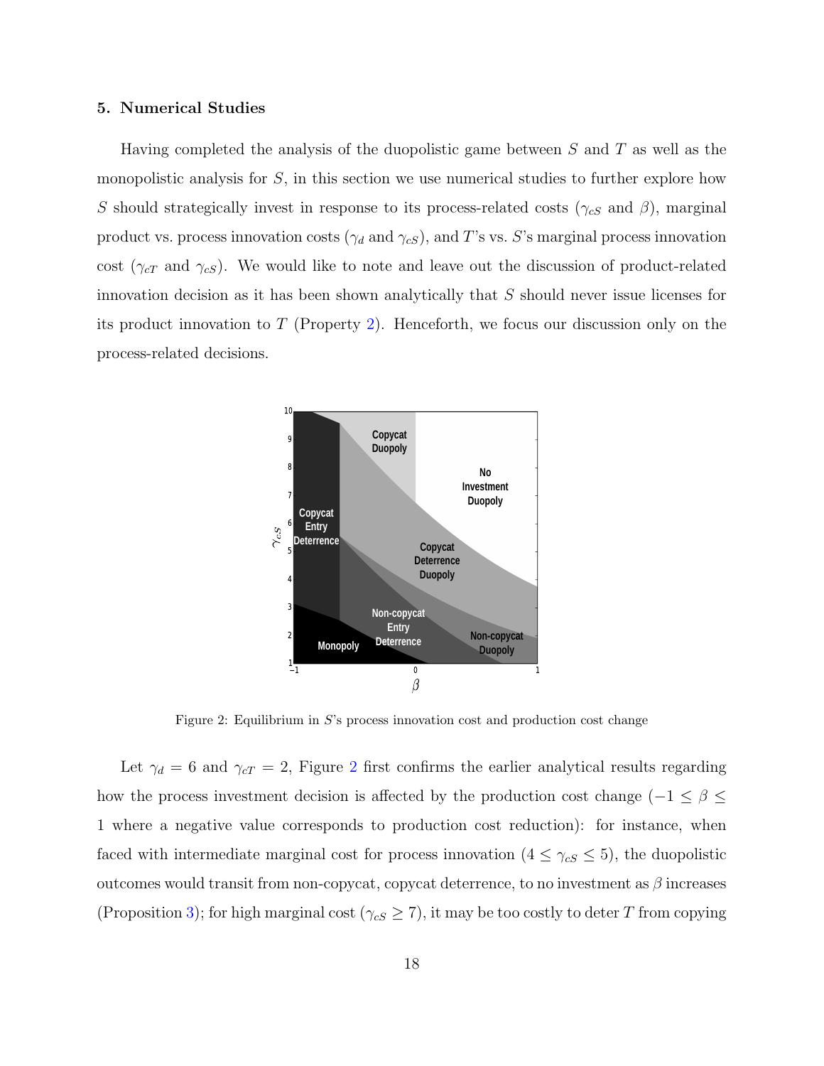## 5. Numerical Studies

Having completed the analysis of the duopolistic game between $S$ and $T$ as well as the monopolistic analysis for $S$, in this section we use numerical studies to further explore how $S$ should strategically invest in response to its process-related costs ($\gamma_{cS}$ and $\beta$), marginal product vs. process innovation costs ($\gamma_d$ and $\gamma_{cS}$), and $T$'s vs. $S$'s marginal process innovation cost ($\gamma_{cT}$ and $\gamma_{cS}$). We would like to note and leave out the discussion of product-related innovation decision as it has been shown analytically that $S$ should never issue licenses for its product innovation to $T$ (Property 2). Henceforth, we focus our discussion only on the process-related decisions.

Figure 2: Equilibrium in $S$'s process innovation cost and production cost change

Let $\gamma_d = 6$ and $\gamma_{cT} = 2$, Figure 2 first confirms the earlier analytical results regarding how the process investment decision is affected by the production cost change ($-1 \leq \beta \leq 1$ where a negative value corresponds to production cost reduction): for instance, when faced with intermediate marginal cost for process innovation ($4 \leq \gamma_{cS} \leq 5$), the duopolistic outcomes would transit from non-copycat, copycat deterrence, to no investment as $\beta$ increases (Proposition 3); for high marginal cost ($\gamma_{cS} \geq 7$), it may be too costly to deter $T$ from copying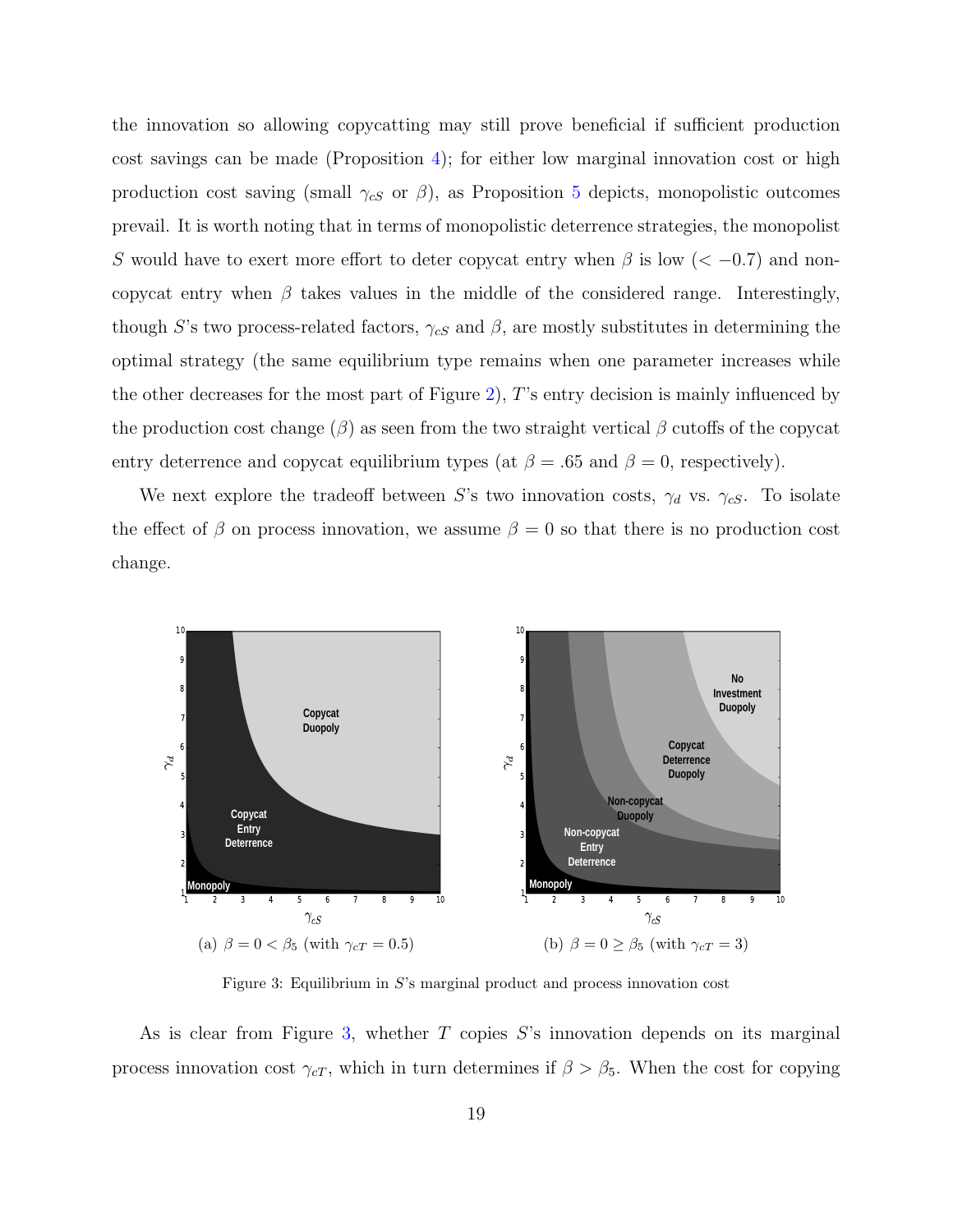the innovation so allowing copycatting may still prove beneficial if sufficient production cost savings can be made (Proposition 4); for either low marginal innovation cost or high production cost saving (small $\gamma_{cS}$ or $\beta$), as Proposition 5 depicts, monopolistic outcomes prevail. It is worth noting that in terms of monopolistic deterrence strategies, the monopolist $S$ would have to exert more effort to deter copycat entry when $\beta$ is low ($< -0.7$) and non-copycat entry when $\beta$ takes values in the middle of the considered range. Interestingly, though $S$'s two process-related factors, $\gamma_{cS}$ and $\beta$, are mostly substitutes in determining the optimal strategy (the same equilibrium type remains when one parameter increases while the other decreases for the most part of Figure 2), $T$'s entry decision is mainly influenced by the production cost change ($\beta$) as seen from the two straight vertical $\beta$ cutoffs of the copycat entry deterrence and copycat equilibrium types (at $\beta = .65$ and $\beta = 0$, respectively).

We next explore the tradeoff between $S$'s two innovation costs, $\gamma_d$ vs. $\gamma_{cS}$. To isolate the effect of $\beta$ on process innovation, we assume $\beta = 0$ so that there is no production cost change.

(a) $\beta = 0 < \beta_5$ (with $\gamma_{cT} = 0.5$)

(b) $\beta = 0 \geq \beta_5$ (with $\gamma_{cT} = 3$)

Figure 3: Equilibrium in $S$'s marginal product and process innovation cost

As is clear from Figure 3, whether $T$ copies $S$'s innovation depends on its marginal process innovation cost $\gamma_{cT}$, which in turn determines if $\beta > \beta_5$. When the cost for copying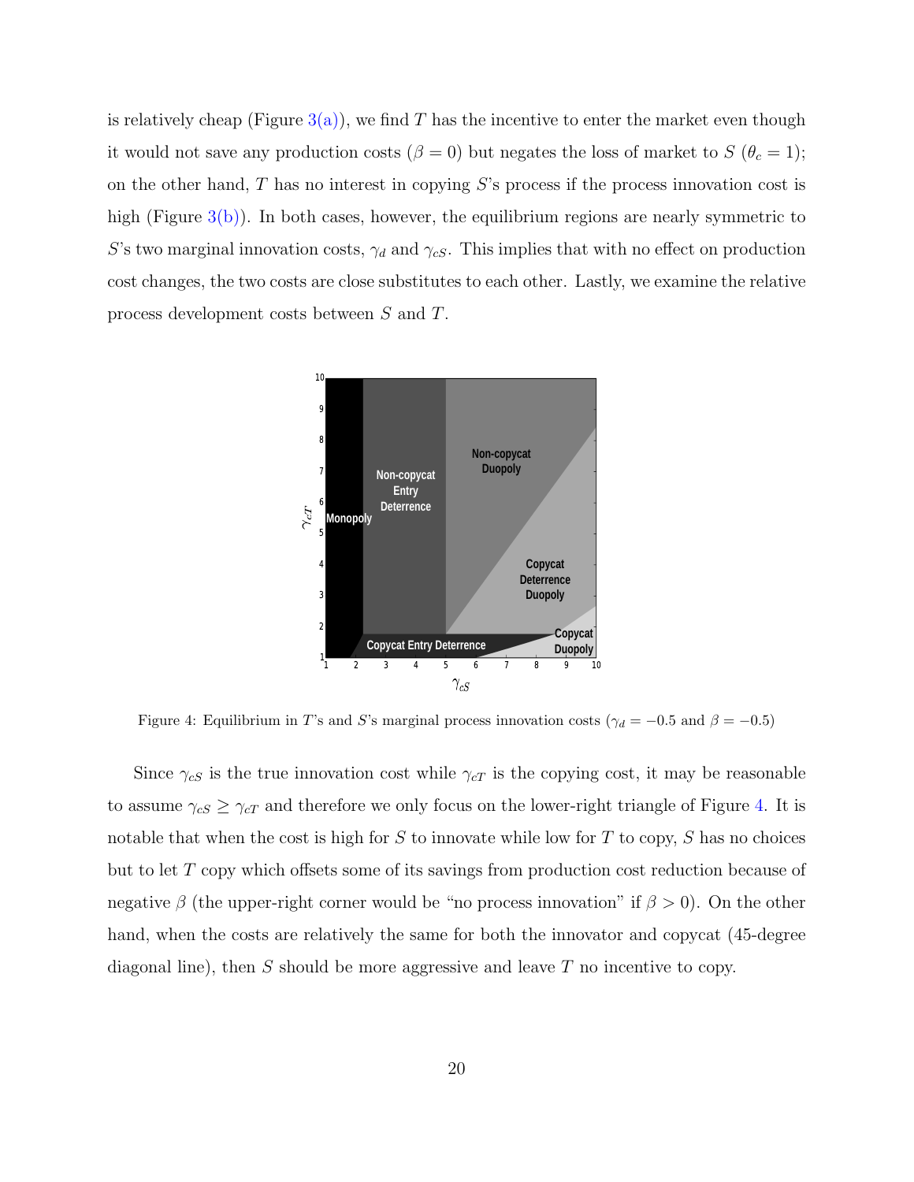is relatively cheap (Figure 3(a)), we find $T$ has the incentive to enter the market even though it would not save any production costs ($\beta = 0$) but negates the loss of market to $S$ ($\theta_c = 1$); on the other hand, $T$ has no interest in copying $S$'s process if the process innovation cost is high (Figure 3(b)). In both cases, however, the equilibrium regions are nearly symmetric to $S$'s two marginal innovation costs, $\gamma_d$ and $\gamma_{cS}$. This implies that with no effect on production cost changes, the two costs are close substitutes to each other. Lastly, we examine the relative process development costs between $S$ and $T$.

Figure 4: Equilibrium in $T$'s and $S$'s marginal process innovation costs ($\gamma_d = -0.5$ and $\beta = -0.5$)

Since $\gamma_{cS}$ is the true innovation cost while $\gamma_{cT}$ is the copying cost, it may be reasonable to assume $\gamma_{cS} \geq \gamma_{cT}$ and therefore we only focus on the lower-right triangle of Figure 4. It is notable that when the cost is high for $S$ to innovate while low for $T$ to copy, $S$ has no choices but to let $T$ copy which offsets some of its savings from production cost reduction because of negative $\beta$ (the upper-right corner would be "no process innovation" if $\beta > 0$). On the other hand, when the costs are relatively the same for both the innovator and copycat (45-degree diagonal line), then $S$ should be more aggressive and leave $T$ no incentive to copy.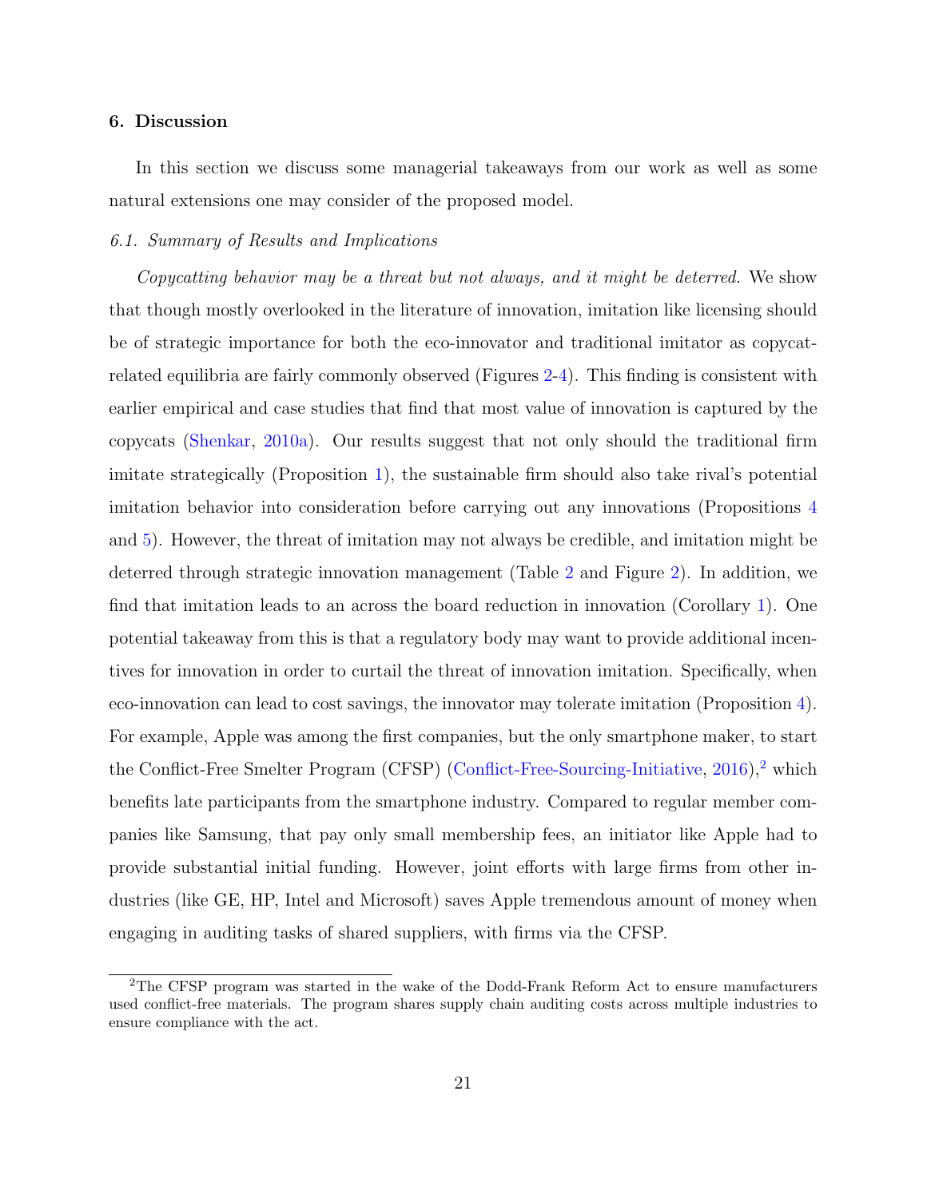## 6. Discussion

In this section we discuss some managerial takeaways from our work as well as some natural extensions one may consider of the proposed model.

### 6.1. Summary of Results and Implications

*Copycatting behavior may be a threat but not always, and it might be deterred.* We show that though mostly overlooked in the literature of innovation, imitation like licensing should be of strategic importance for both the eco-innovator and traditional imitator as copycat-related equilibria are fairly commonly observed (Figures 2-4). This finding is consistent with earlier empirical and case studies that find that most value of innovation is captured by the copycats (Shenkar, 2010a). Our results suggest that not only should the traditional firm imitate strategically (Proposition 1), the sustainable firm should also take rival's potential imitation behavior into consideration before carrying out any innovations (Propositions 4 and 5). However, the threat of imitation may not always be credible, and imitation might be deterred through strategic innovation management (Table 2 and Figure 2). In addition, we find that imitation leads to an across the board reduction in innovation (Corollary 1). One potential takeaway from this is that a regulatory body may want to provide additional incentives for innovation in order to curtail the threat of innovation imitation. Specifically, when eco-innovation can lead to cost savings, the innovator may tolerate imitation (Proposition 4). For example, Apple was among the first companies, but the only smartphone maker, to start the Conflict-Free Smelter Program (CFSP) (Conflict-Free-Sourcing-Initiative, 2016),[2] which benefits late participants from the smartphone industry. Compared to regular member companies like Samsung, that pay only small membership fees, an initiator like Apple had to provide substantial initial funding. However, joint efforts with large firms from other industries (like GE, HP, Intel and Microsoft) saves Apple tremendous amount of money when engaging in auditing tasks of shared suppliers, with firms via the CFSP.

[2] The CFSP program was started in the wake of the Dodd-Frank Reform Act to ensure manufacturers used conflict-free materials. The program shares supply chain auditing costs across multiple industries to ensure compliance with the act.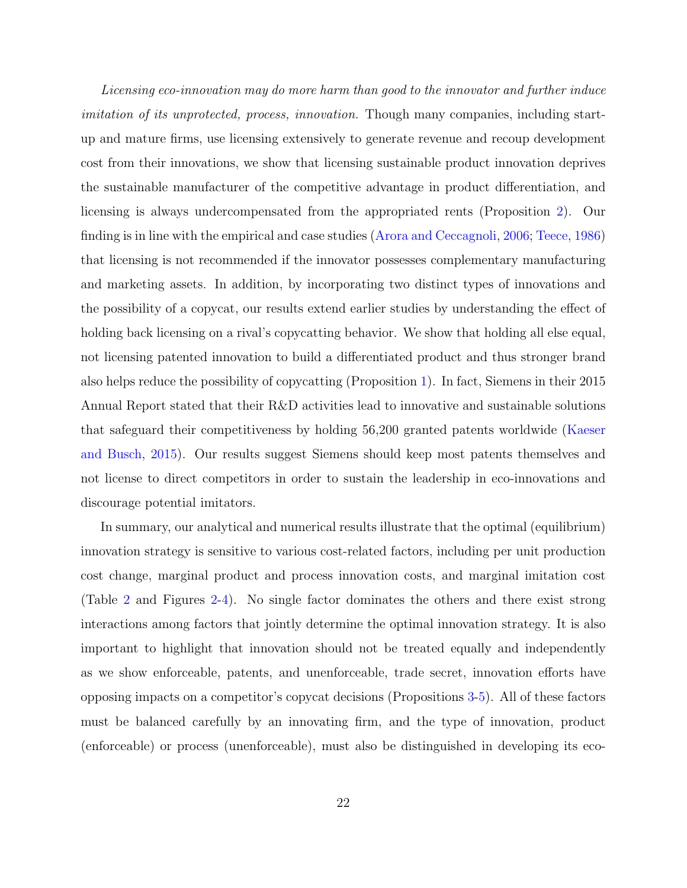*Licensing eco-innovation may do more harm than good to the innovator and further induce imitation of its unprotected, process, innovation.* Though many companies, including start-up and mature firms, use licensing extensively to generate revenue and recoup development cost from their innovations, we show that licensing sustainable product innovation deprives the sustainable manufacturer of the competitive advantage in product differentiation, and licensing is always undercompensated from the appropriated rents (Proposition 2). Our finding is in line with the empirical and case studies (Arora and Ceccagnoli, 2006; Teece, 1986) that licensing is not recommended if the innovator possesses complementary manufacturing and marketing assets. In addition, by incorporating two distinct types of innovations and the possibility of a copycat, our results extend earlier studies by understanding the effect of holding back licensing on a rival's copycatting behavior. We show that holding all else equal, not licensing patented innovation to build a differentiated product and thus stronger brand also helps reduce the possibility of copycatting (Proposition 1). In fact, Siemens in their 2015 Annual Report stated that their R&D activities lead to innovative and sustainable solutions that safeguard their competitiveness by holding 56,200 granted patents worldwide (Kaeser and Busch, 2015). Our results suggest Siemens should keep most patents themselves and not license to direct competitors in order to sustain the leadership in eco-innovations and discourage potential imitators.

In summary, our analytical and numerical results illustrate that the optimal (equilibrium) innovation strategy is sensitive to various cost-related factors, including per unit production cost change, marginal product and process innovation costs, and marginal imitation cost (Table 2 and Figures 2-4). No single factor dominates the others and there exist strong interactions among factors that jointly determine the optimal innovation strategy. It is also important to highlight that innovation should not be treated equally and independently as we show enforceable, patents, and unenforceable, trade secret, innovation efforts have opposing impacts on a competitor's copycat decisions (Propositions 3-5). All of these factors must be balanced carefully by an innovating firm, and the type of innovation, product (enforceable) or process (unenforceable), must also be distinguished in developing its eco-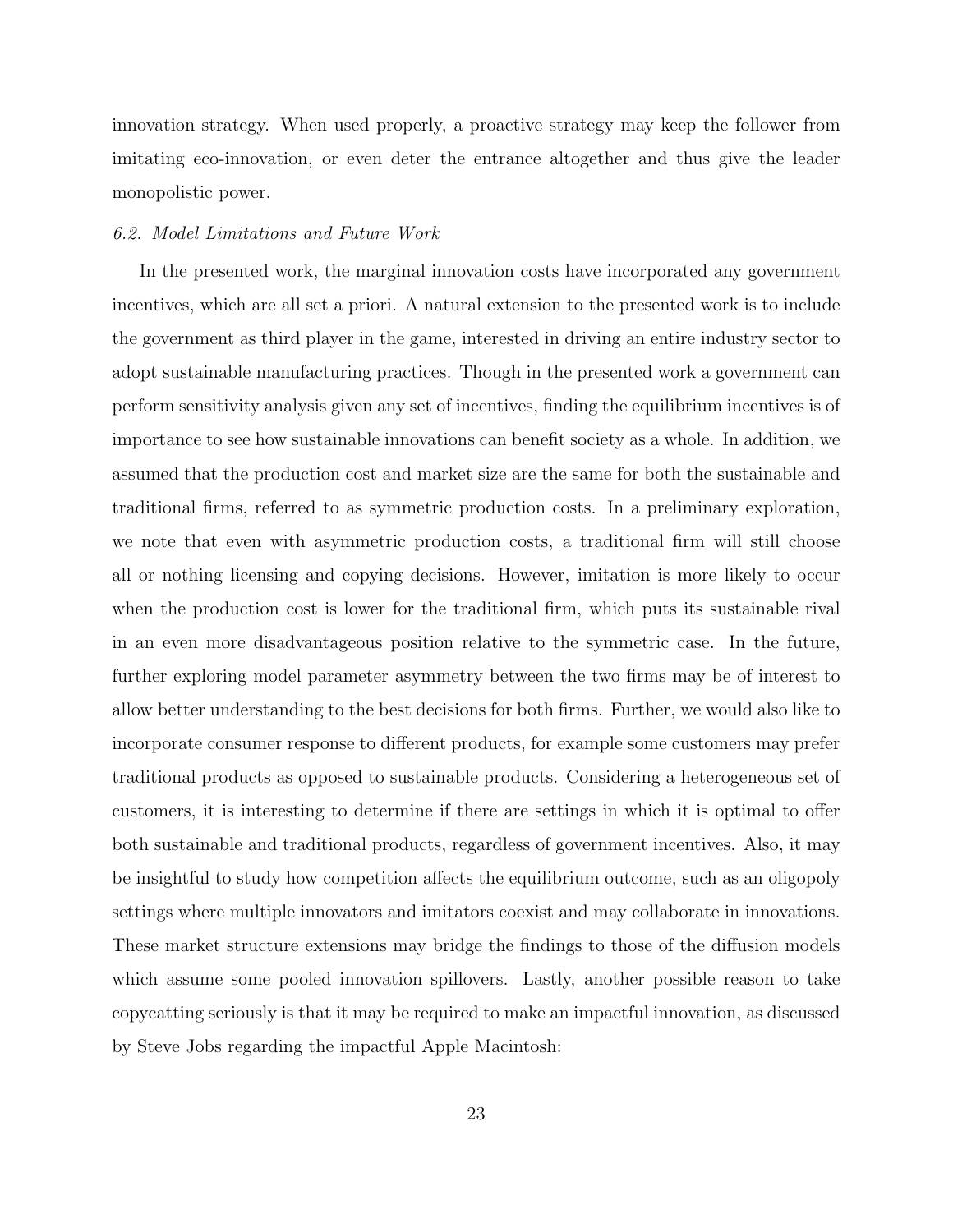innovation strategy. When used properly, a proactive strategy may keep the follower from imitating eco-innovation, or even deter the entrance altogether and thus give the leader monopolistic power.

### *6.2. Model Limitations and Future Work*

In the presented work, the marginal innovation costs have incorporated any government incentives, which are all set a priori. A natural extension to the presented work is to include the government as third player in the game, interested in driving an entire industry sector to adopt sustainable manufacturing practices. Though in the presented work a government can perform sensitivity analysis given any set of incentives, finding the equilibrium incentives is of importance to see how sustainable innovations can benefit society as a whole. In addition, we assumed that the production cost and market size are the same for both the sustainable and traditional firms, referred to as symmetric production costs. In a preliminary exploration, we note that even with asymmetric production costs, a traditional firm will still choose all or nothing licensing and copying decisions. However, imitation is more likely to occur when the production cost is lower for the traditional firm, which puts its sustainable rival in an even more disadvantageous position relative to the symmetric case. In the future, further exploring model parameter asymmetry between the two firms may be of interest to allow better understanding to the best decisions for both firms. Further, we would also like to incorporate consumer response to different products, for example some customers may prefer traditional products as opposed to sustainable products. Considering a heterogeneous set of customers, it is interesting to determine if there are settings in which it is optimal to offer both sustainable and traditional products, regardless of government incentives. Also, it may be insightful to study how competition affects the equilibrium outcome, such as an oligopoly settings where multiple innovators and imitators coexist and may collaborate in innovations. These market structure extensions may bridge the findings to those of the diffusion models which assume some pooled innovation spillovers. Lastly, another possible reason to take copycatting seriously is that it may be required to make an impactful innovation, as discussed by Steve Jobs regarding the impactful Apple Macintosh: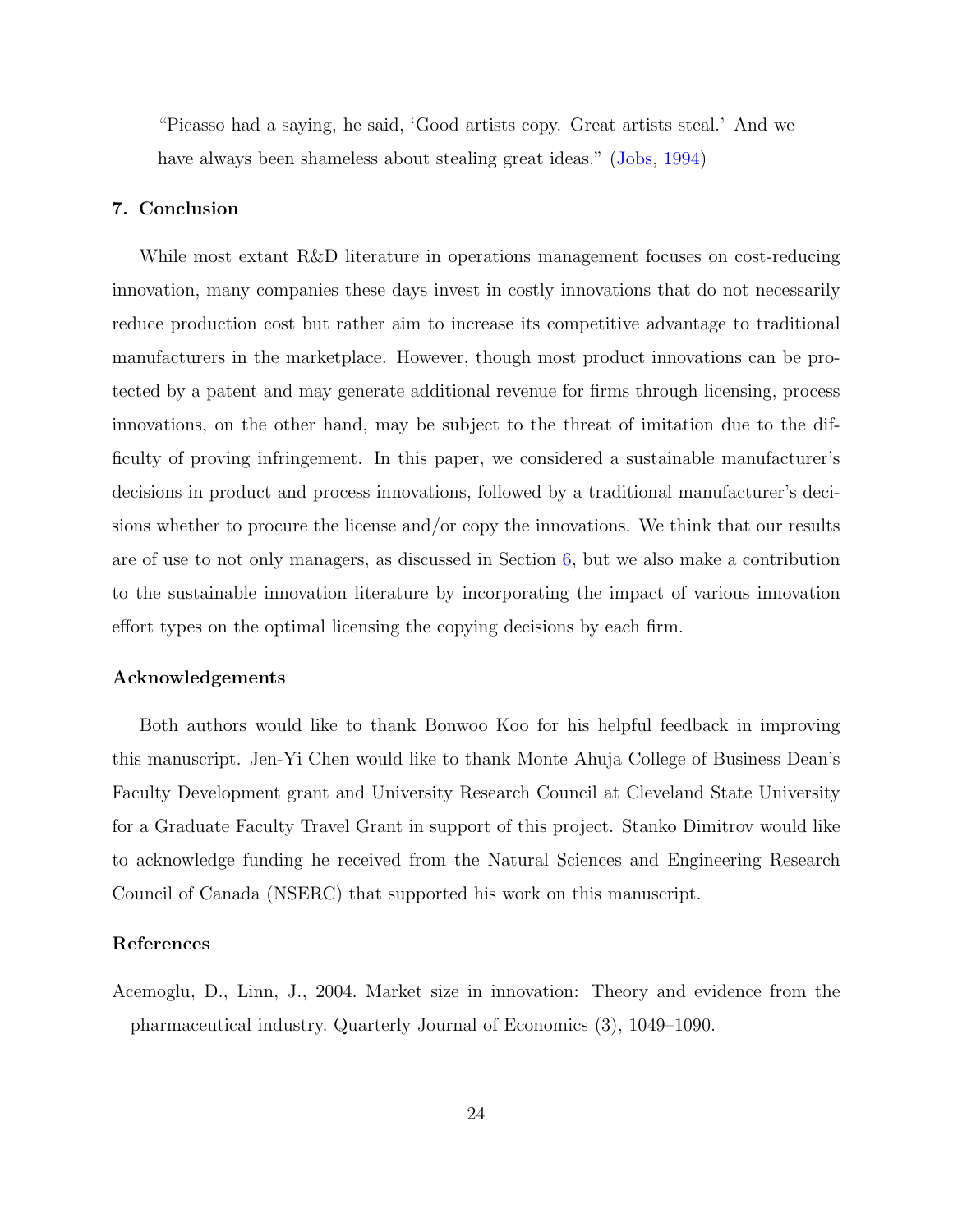> "Picasso had a saying, he said, 'Good artists copy. Great artists steal.' And we have always been shameless about stealing great ideas." (Jobs, 1994)

## 7. Conclusion

While most extant R&D literature in operations management focuses on cost-reducing innovation, many companies these days invest in costly innovations that do not necessarily reduce production cost but rather aim to increase its competitive advantage to traditional manufacturers in the marketplace. However, though most product innovations can be protected by a patent and may generate additional revenue for firms through licensing, process innovations, on the other hand, may be subject to the threat of imitation due to the difficulty of proving infringement. In this paper, we considered a sustainable manufacturer's decisions in product and process innovations, followed by a traditional manufacturer's decisions whether to procure the license and/or copy the innovations. We think that our results are of use to not only managers, as discussed in Section 6, but we also make a contribution to the sustainable innovation literature by incorporating the impact of various innovation effort types on the optimal licensing the copying decisions by each firm.

## Acknowledgements

Both authors would like to thank Bonwoo Koo for his helpful feedback in improving this manuscript. Jen-Yi Chen would like to thank Monte Ahuja College of Business Dean's Faculty Development grant and University Research Council at Cleveland State University for a Graduate Faculty Travel Grant in support of this project. Stanko Dimitrov would like to acknowledge funding he received from the Natural Sciences and Engineering Research Council of Canada (NSERC) that supported his work on this manuscript.

## References

Acemoglu, D., Linn, J., 2004. Market size in innovation: Theory and evidence from the pharmaceutical industry. Quarterly Journal of Economics (3), 1049–1090.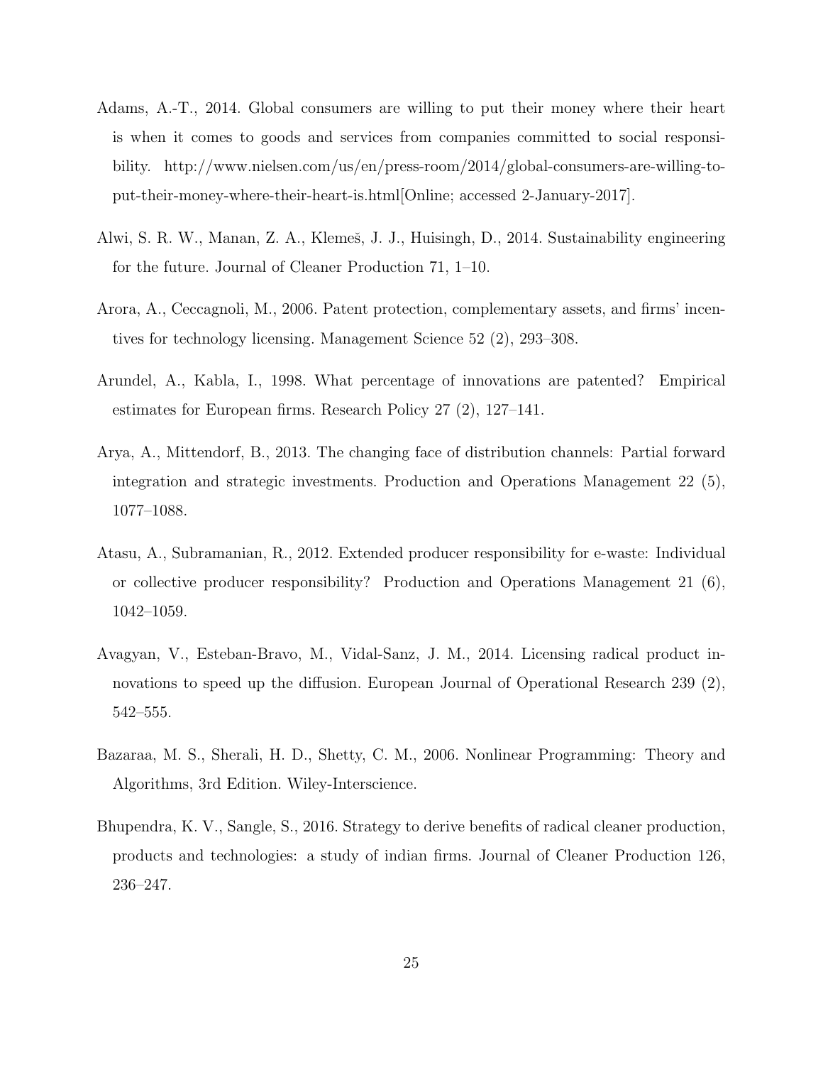Adams, A.-T., 2014. Global consumers are willing to put their money where their heart is when it comes to goods and services from companies committed to social responsibility. http://www.nielsen.com/us/en/press-room/2014/global-consumers-are-willing-to-put-their-money-where-their-heart-is.html[Online; accessed 2-January-2017].

Alwi, S. R. W., Manan, Z. A., Klemeš, J. J., Huisingh, D., 2014. Sustainability engineering for the future. Journal of Cleaner Production 71, 1–10.

Arora, A., Ceccagnoli, M., 2006. Patent protection, complementary assets, and firms' incentives for technology licensing. Management Science 52 (2), 293–308.

Arundel, A., Kabla, I., 1998. What percentage of innovations are patented? Empirical estimates for European firms. Research Policy 27 (2), 127–141.

Arya, A., Mittendorf, B., 2013. The changing face of distribution channels: Partial forward integration and strategic investments. Production and Operations Management 22 (5), 1077–1088.

Atasu, A., Subramanian, R., 2012. Extended producer responsibility for e-waste: Individual or collective producer responsibility? Production and Operations Management 21 (6), 1042–1059.

Avagyan, V., Esteban-Bravo, M., Vidal-Sanz, J. M., 2014. Licensing radical product innovations to speed up the diffusion. European Journal of Operational Research 239 (2), 542–555.

Bazaraa, M. S., Sherali, H. D., Shetty, C. M., 2006. Nonlinear Programming: Theory and Algorithms, 3rd Edition. Wiley-Interscience.

Bhupendra, K. V., Sangle, S., 2016. Strategy to derive benefits of radical cleaner production, products and technologies: a study of indian firms. Journal of Cleaner Production 126, 236–247.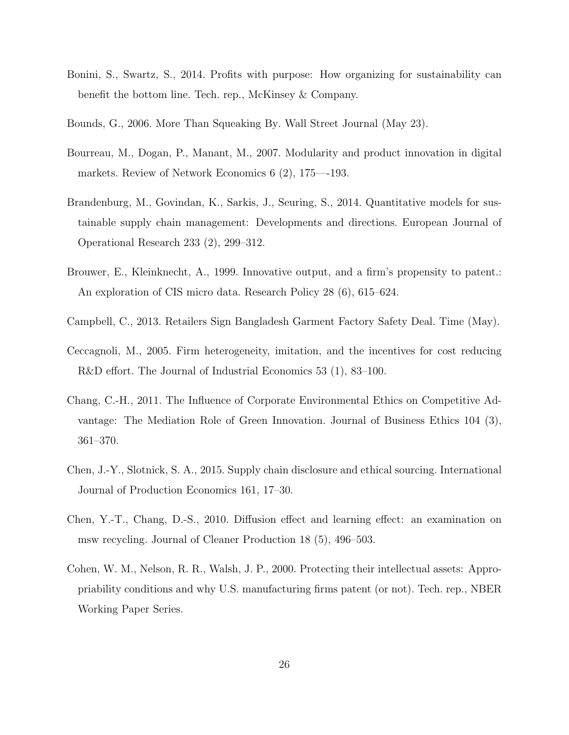Bonini, S., Swartz, S., 2014. Profits with purpose: How organizing for sustainability can benefit the bottom line. Tech. rep., McKinsey & Company.

Bounds, G., 2006. More Than Squeaking By. Wall Street Journal (May 23).

Bourreau, M., Dogan, P., Manant, M., 2007. Modularity and product innovation in digital markets. Review of Network Economics 6 (2), 175—-193.

Brandenburg, M., Govindan, K., Sarkis, J., Seuring, S., 2014. Quantitative models for sustainable supply chain management: Developments and directions. European Journal of Operational Research 233 (2), 299–312.

Brouwer, E., Kleinknecht, A., 1999. Innovative output, and a firm's propensity to patent.: An exploration of CIS micro data. Research Policy 28 (6), 615–624.

Campbell, C., 2013. Retailers Sign Bangladesh Garment Factory Safety Deal. Time (May).

Ceccagnoli, M., 2005. Firm heterogeneity, imitation, and the incentives for cost reducing R&D effort. The Journal of Industrial Economics 53 (1), 83–100.

Chang, C.-H., 2011. The Influence of Corporate Environmental Ethics on Competitive Advantage: The Mediation Role of Green Innovation. Journal of Business Ethics 104 (3), 361–370.

Chen, J.-Y., Slotnick, S. A., 2015. Supply chain disclosure and ethical sourcing. International Journal of Production Economics 161, 17–30.

Chen, Y.-T., Chang, D.-S., 2010. Diffusion effect and learning effect: an examination on msw recycling. Journal of Cleaner Production 18 (5), 496–503.

Cohen, W. M., Nelson, R. R., Walsh, J. P., 2000. Protecting their intellectual assets: Appropriability conditions and why U.S. manufacturing firms patent (or not). Tech. rep., NBER Working Paper Series.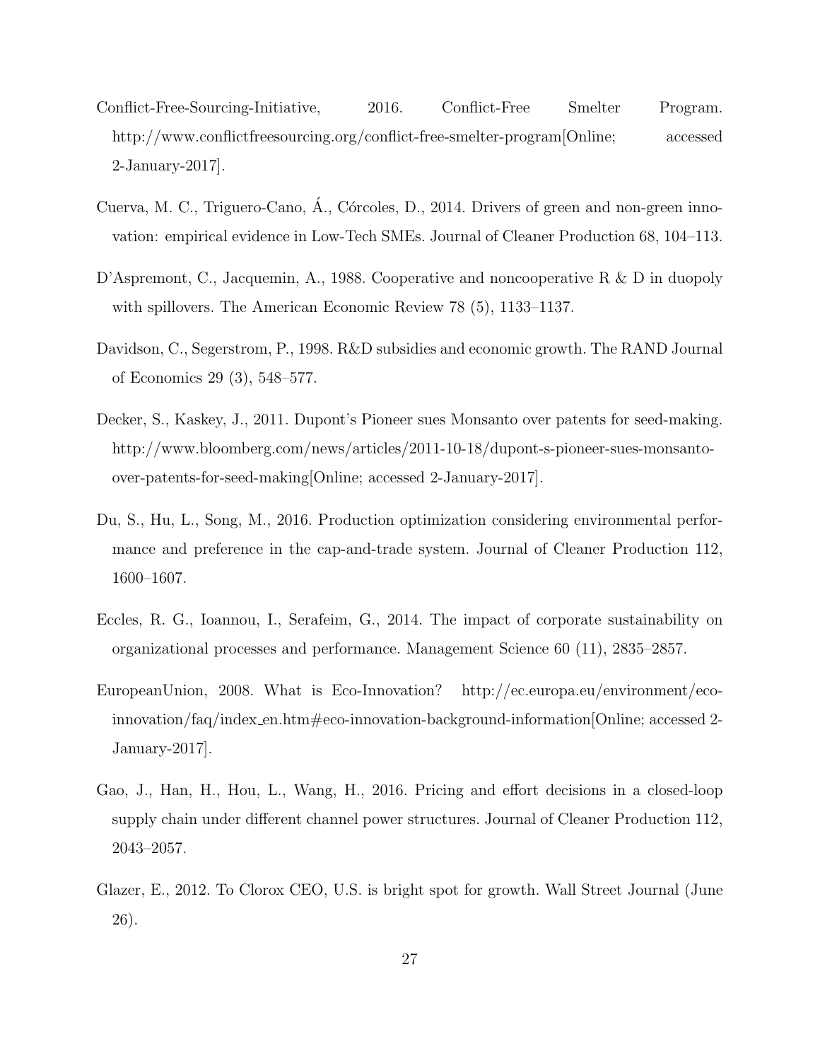Conflict-Free-Sourcing-Initiative, 2016. Conflict-Free Smelter Program. http://www.conflictfreesourcing.org/conflict-free-smelter-program[Online; accessed 2-January-2017].

Cuerva, M. C., Triguero-Cano, Á., Córcoles, D., 2014. Drivers of green and non-green innovation: empirical evidence in Low-Tech SMEs. Journal of Cleaner Production 68, 104–113.

D'Aspremont, C., Jacquemin, A., 1988. Cooperative and noncooperative R & D in duopoly with spillovers. The American Economic Review 78 (5), 1133–1137.

Davidson, C., Segerstrom, P., 1998. R&D subsidies and economic growth. The RAND Journal of Economics 29 (3), 548–577.

Decker, S., Kaskey, J., 2011. Dupont's Pioneer sues Monsanto over patents for seed-making. http://www.bloomberg.com/news/articles/2011-10-18/dupont-s-pioneer-sues-monsanto-over-patents-for-seed-making[Online; accessed 2-January-2017].

Du, S., Hu, L., Song, M., 2016. Production optimization considering environmental performance and preference in the cap-and-trade system. Journal of Cleaner Production 112, 1600–1607.

Eccles, R. G., Ioannou, I., Serafeim, G., 2014. The impact of corporate sustainability on organizational processes and performance. Management Science 60 (11), 2835–2857.

EuropeanUnion, 2008. What is Eco-Innovation? http://ec.europa.eu/environment/eco-innovation/faq/index_en.htm#eco-innovation-background-information[Online; accessed 2-January-2017].

Gao, J., Han, H., Hou, L., Wang, H., 2016. Pricing and effort decisions in a closed-loop supply chain under different channel power structures. Journal of Cleaner Production 112, 2043–2057.

Glazer, E., 2012. To Clorox CEO, U.S. is bright spot for growth. Wall Street Journal (June 26).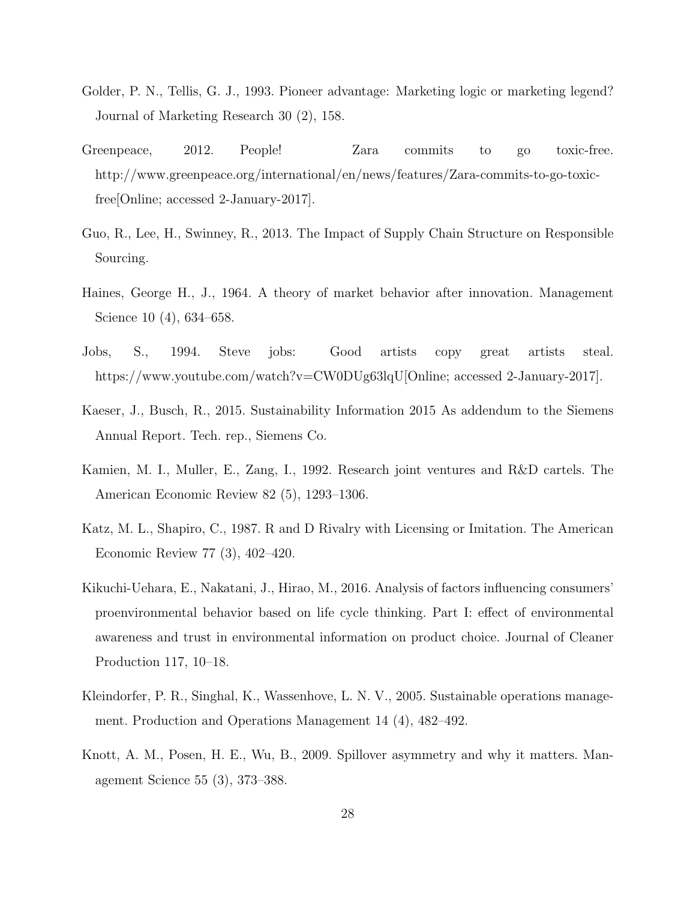Golder, P. N., Tellis, G. J., 1993. Pioneer advantage: Marketing logic or marketing legend? Journal of Marketing Research 30 (2), 158.

Greenpeace, 2012. People! Zara commits to go toxic-free. http://www.greenpeace.org/international/en/news/features/Zara-commits-to-go-toxic-free[Online; accessed 2-January-2017].

Guo, R., Lee, H., Swinney, R., 2013. The Impact of Supply Chain Structure on Responsible Sourcing.

Haines, George H., J., 1964. A theory of market behavior after innovation. Management Science 10 (4), 634–658.

Jobs, S., 1994. Steve jobs: Good artists copy great artists steal. https://www.youtube.com/watch?v=CW0DUg63lqU[Online; accessed 2-January-2017].

Kaeser, J., Busch, R., 2015. Sustainability Information 2015 As addendum to the Siemens Annual Report. Tech. rep., Siemens Co.

Kamien, M. I., Muller, E., Zang, I., 1992. Research joint ventures and R&D cartels. The American Economic Review 82 (5), 1293–1306.

Katz, M. L., Shapiro, C., 1987. R and D Rivalry with Licensing or Imitation. The American Economic Review 77 (3), 402–420.

Kikuchi-Uehara, E., Nakatani, J., Hirao, M., 2016. Analysis of factors influencing consumers' proenvironmental behavior based on life cycle thinking. Part I: effect of environmental awareness and trust in environmental information on product choice. Journal of Cleaner Production 117, 10–18.

Kleindorfer, P. R., Singhal, K., Wassenhove, L. N. V., 2005. Sustainable operations management. Production and Operations Management 14 (4), 482–492.

Knott, A. M., Posen, H. E., Wu, B., 2009. Spillover asymmetry and why it matters. Management Science 55 (3), 373–388.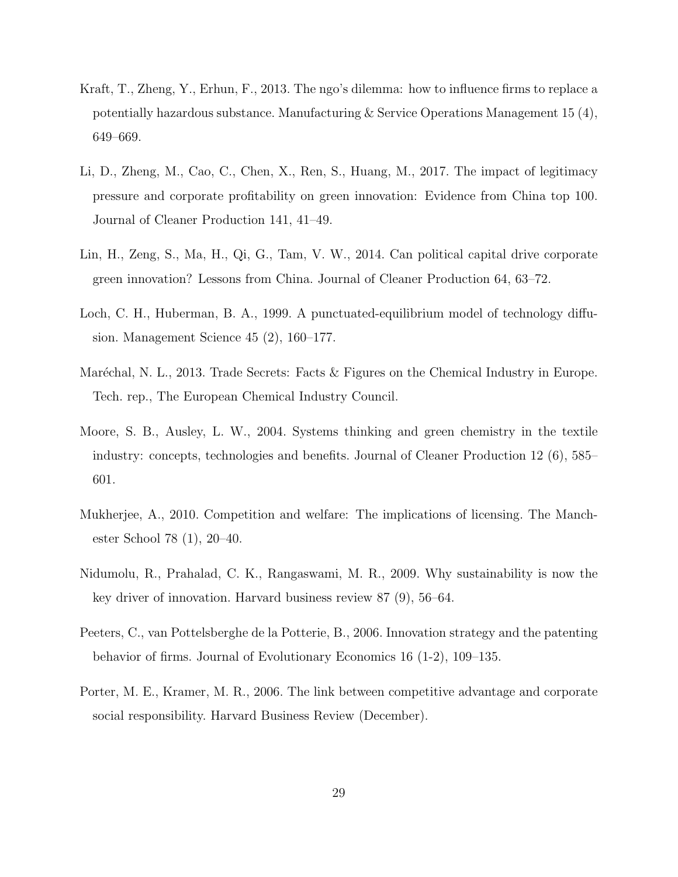Kraft, T., Zheng, Y., Erhun, F., 2013. The ngo's dilemma: how to influence firms to replace a potentially hazardous substance. Manufacturing & Service Operations Management 15 (4), 649–669.

Li, D., Zheng, M., Cao, C., Chen, X., Ren, S., Huang, M., 2017. The impact of legitimacy pressure and corporate profitability on green innovation: Evidence from China top 100. Journal of Cleaner Production 141, 41–49.

Lin, H., Zeng, S., Ma, H., Qi, G., Tam, V. W., 2014. Can political capital drive corporate green innovation? Lessons from China. Journal of Cleaner Production 64, 63–72.

Loch, C. H., Huberman, B. A., 1999. A punctuated-equilibrium model of technology diffusion. Management Science 45 (2), 160–177.

Maréchal, N. L., 2013. Trade Secrets: Facts & Figures on the Chemical Industry in Europe. Tech. rep., The European Chemical Industry Council.

Moore, S. B., Ausley, L. W., 2004. Systems thinking and green chemistry in the textile industry: concepts, technologies and benefits. Journal of Cleaner Production 12 (6), 585–601.

Mukherjee, A., 2010. Competition and welfare: The implications of licensing. The Manchester School 78 (1), 20–40.

Nidumolu, R., Prahalad, C. K., Rangaswami, M. R., 2009. Why sustainability is now the key driver of innovation. Harvard business review 87 (9), 56–64.

Peeters, C., van Pottelsberghe de la Potterie, B., 2006. Innovation strategy and the patenting behavior of firms. Journal of Evolutionary Economics 16 (1-2), 109–135.

Porter, M. E., Kramer, M. R., 2006. The link between competitive advantage and corporate social responsibility. Harvard Business Review (December).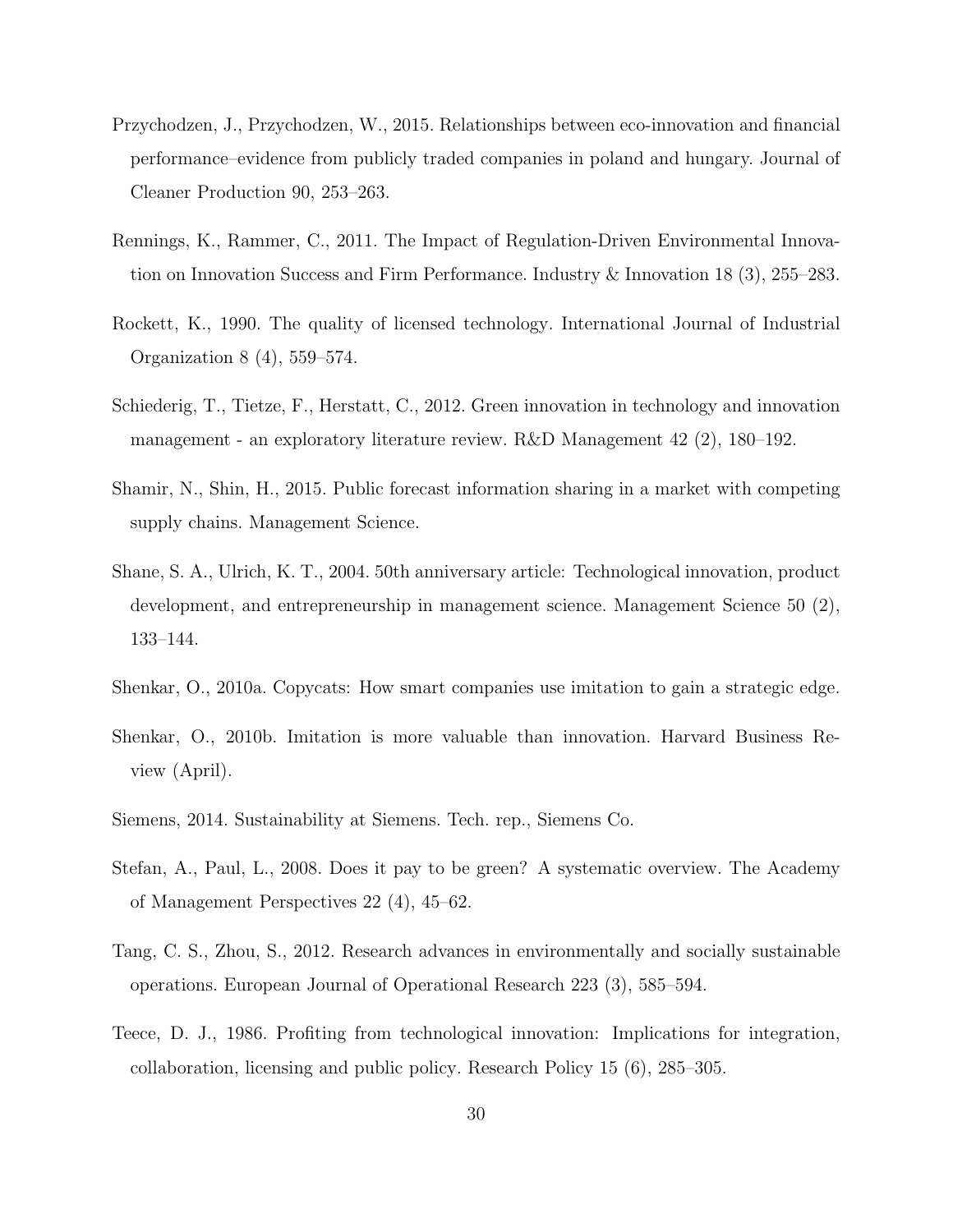Przychodzen, J., Przychodzen, W., 2015. Relationships between eco-innovation and financial performance–evidence from publicly traded companies in poland and hungary. Journal of Cleaner Production 90, 253–263.

Rennings, K., Rammer, C., 2011. The Impact of Regulation-Driven Environmental Innovation on Innovation Success and Firm Performance. Industry & Innovation 18 (3), 255–283.

Rockett, K., 1990. The quality of licensed technology. International Journal of Industrial Organization 8 (4), 559–574.

Schiederig, T., Tietze, F., Herstatt, C., 2012. Green innovation in technology and innovation management - an exploratory literature review. R&D Management 42 (2), 180–192.

Shamir, N., Shin, H., 2015. Public forecast information sharing in a market with competing supply chains. Management Science.

Shane, S. A., Ulrich, K. T., 2004. 50th anniversary article: Technological innovation, product development, and entrepreneurship in management science. Management Science 50 (2), 133–144.

Shenkar, O., 2010a. Copycats: How smart companies use imitation to gain a strategic edge.

Shenkar, O., 2010b. Imitation is more valuable than innovation. Harvard Business Review (April).

Siemens, 2014. Sustainability at Siemens. Tech. rep., Siemens Co.

Stefan, A., Paul, L., 2008. Does it pay to be green? A systematic overview. The Academy of Management Perspectives 22 (4), 45–62.

Tang, C. S., Zhou, S., 2012. Research advances in environmentally and socially sustainable operations. European Journal of Operational Research 223 (3), 585–594.

Teece, D. J., 1986. Profiting from technological innovation: Implications for integration, collaboration, licensing and public policy. Research Policy 15 (6), 285–305.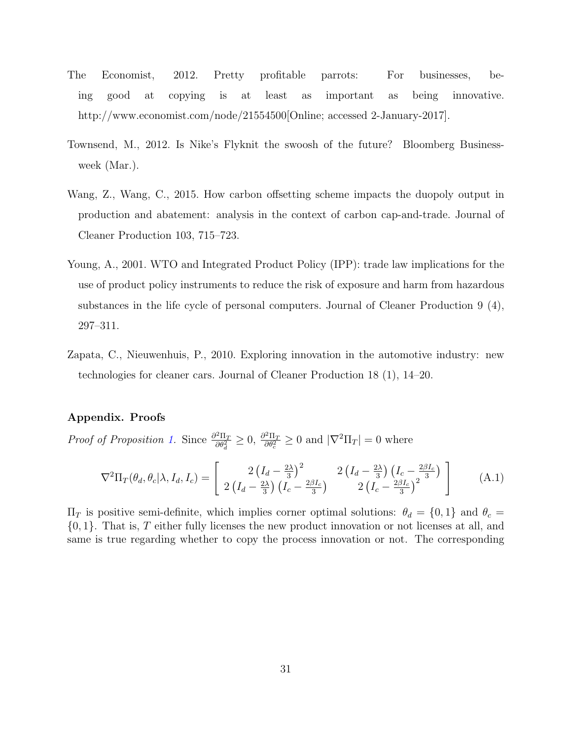The Economist, 2012. Pretty profitable parrots: For businesses, being good at copying is at least as important as being innovative. http://www.economist.com/node/21554500[Online; accessed 2-January-2017].

Townsend, M., 2012. Is Nike's Flyknit the swoosh of the future? Bloomberg Businessweek (Mar.).

Wang, Z., Wang, C., 2015. How carbon offsetting scheme impacts the duopoly output in production and abatement: analysis in the context of carbon cap-and-trade. Journal of Cleaner Production 103, 715–723.

Young, A., 2001. WTO and Integrated Product Policy (IPP): trade law implications for the use of product policy instruments to reduce the risk of exposure and harm from hazardous substances in the life cycle of personal computers. Journal of Cleaner Production 9 (4), 297–311.

Zapata, C., Nieuwenhuis, P., 2010. Exploring innovation in the automotive industry: new technologies for cleaner cars. Journal of Cleaner Production 18 (1), 14–20.

## Appendix. Proofs

*Proof of Proposition 1.* Since $\frac{\partial^2 \Pi_T}{\partial \theta_d^2} \geq 0$, $\frac{\partial^2 \Pi_T}{\partial \theta_c^2} \geq 0$ and $|\nabla^2 \Pi_T| = 0$ where

$$\nabla^2 \Pi_T(\theta_d, \theta_c | \lambda, I_d, I_c) = \begin{bmatrix} 2\left(I_d - \frac{2\lambda}{3}\right)^2 & 2\left(I_d - \frac{2\lambda}{3}\right)\left(I_c - \frac{2\beta I_c}{3}\right) \\ 2\left(I_d - \frac{2\lambda}{3}\right)\left(I_c - \frac{2\beta I_c}{3}\right) & 2\left(I_c - \frac{2\beta I_c}{3}\right)^2 \end{bmatrix} \tag{A.1}$$

$\Pi_T$ is positive semi-definite, which implies corner optimal solutions: $\theta_d = \{0, 1\}$ and $\theta_c = \{0, 1\}$. That is, $T$ either fully licenses the new product innovation or not licenses at all, and same is true regarding whether to copy the process innovation or not. The corresponding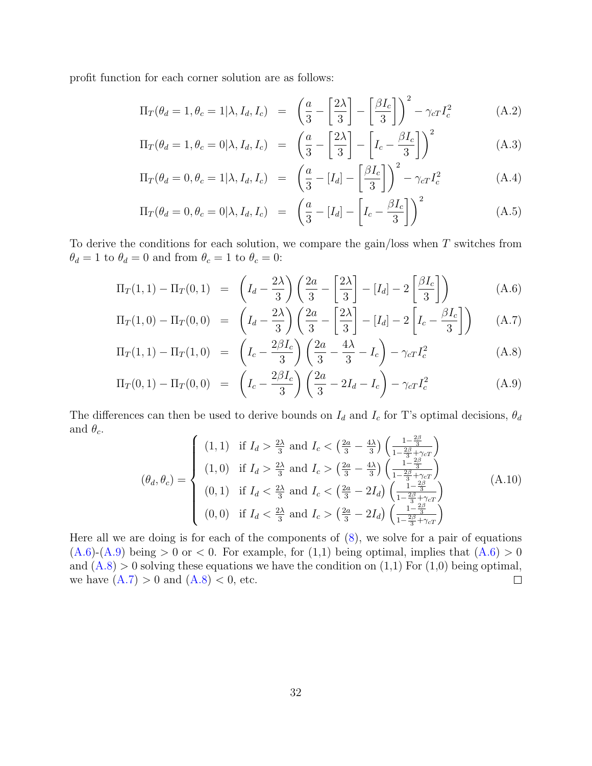profit function for each corner solution are as follows:

$$\Pi_T(\theta_d = 1, \theta_c = 1|\lambda, I_d, I_c) = \left(\frac{a}{3} - \left[\frac{2\lambda}{3}\right] - \left[\frac{\beta I_c}{3}\right]\right)^2 - \gamma_{cT} I_c^2 \tag{A.2}$$

$$\Pi_T(\theta_d = 1, \theta_c = 0|\lambda, I_d, I_c) = \left(\frac{a}{3} - \left[\frac{2\lambda}{3}\right] - \left[I_c - \frac{\beta I_c}{3}\right]\right)^2 \tag{A.3}$$

$$\Pi_T(\theta_d = 0, \theta_c = 1|\lambda, I_d, I_c) = \left(\frac{a}{3} - [I_d] - \left[\frac{\beta I_c}{3}\right]\right)^2 - \gamma_{cT} I_c^2 \tag{A.4}$$

$$\Pi_T(\theta_d = 0, \theta_c = 0|\lambda, I_d, I_c) = \left(\frac{a}{3} - [I_d] - \left[I_c - \frac{\beta I_c}{3}\right]\right)^2 \tag{A.5}$$

To derive the conditions for each solution, we compare the gain/loss when $T$ switches from $\theta_d = 1$ to $\theta_d = 0$ and from $\theta_c = 1$ to $\theta_c = 0$:

$$\Pi_T(1,1) - \Pi_T(0,1) = \left(I_d - \frac{2\lambda}{3}\right)\left(\frac{2a}{3} - \left[\frac{2\lambda}{3}\right] - [I_d] - 2\left[\frac{\beta I_c}{3}\right]\right) \tag{A.6}$$

$$\Pi_T(1,0) - \Pi_T(0,0) = \left(I_d - \frac{2\lambda}{3}\right)\left(\frac{2a}{3} - \left[\frac{2\lambda}{3}\right] - [I_d] - 2\left[I_c - \frac{\beta I_c}{3}\right]\right) \tag{A.7}$$

$$\Pi_T(1,1) - \Pi_T(1,0) = \left(I_c - \frac{2\beta I_c}{3}\right)\left(\frac{2a}{3} - \frac{4\lambda}{3} - I_c\right) - \gamma_{cT} I_c^2 \tag{A.8}$$

$$\Pi_T(0,1) - \Pi_T(0,0) = \left(I_c - \frac{2\beta I_c}{3}\right)\left(\frac{2a}{3} - 2I_d - I_c\right) - \gamma_{cT} I_c^2 \tag{A.9}$$

The differences can then be used to derive bounds on $I_d$ and $I_c$ for T's optimal decisions, $\theta_d$ and $\theta_c$.

$$(\theta_d, \theta_c) = \begin{cases} (1,1) & \text{if } I_d > \frac{2\lambda}{3} \text{ and } I_c < \left(\frac{2a}{3} - \frac{4\lambda}{3}\right)\left(\frac{1-\frac{2\beta}{3}}{1-\frac{2\beta}{3}+\gamma_{cT}}\right) \\ (1,0) & \text{if } I_d > \frac{2\lambda}{3} \text{ and } I_c > \left(\frac{2a}{3} - \frac{4\lambda}{3}\right)\left(\frac{1-\frac{2\beta}{3}}{1-\frac{2\beta}{3}+\gamma_{cT}}\right) \\ (0,1) & \text{if } I_d < \frac{2\lambda}{3} \text{ and } I_c < \left(\frac{2a}{3} - 2I_d\right)\left(\frac{1-\frac{2\beta}{3}}{1-\frac{2\beta}{3}+\gamma_{cT}}\right) \\ (0,0) & \text{if } I_d < \frac{2\lambda}{3} \text{ and } I_c > \left(\frac{2a}{3} - 2I_d\right)\left(\frac{1-\frac{2\beta}{3}}{1-\frac{2\beta}{3}+\gamma_{cT}}\right) \end{cases} \tag{A.10}$$

Here all we are doing is for each of the components of (8), we solve for a pair of equations (A.6)-(A.9) being $> 0$ or $< 0$. For example, for (1,1) being optimal, implies that (A.6) $> 0$ and (A.8) $> 0$ solving these equations we have the condition on (1,1) For (1,0) being optimal, we have (A.7) $> 0$ and (A.8) $< 0$, etc. □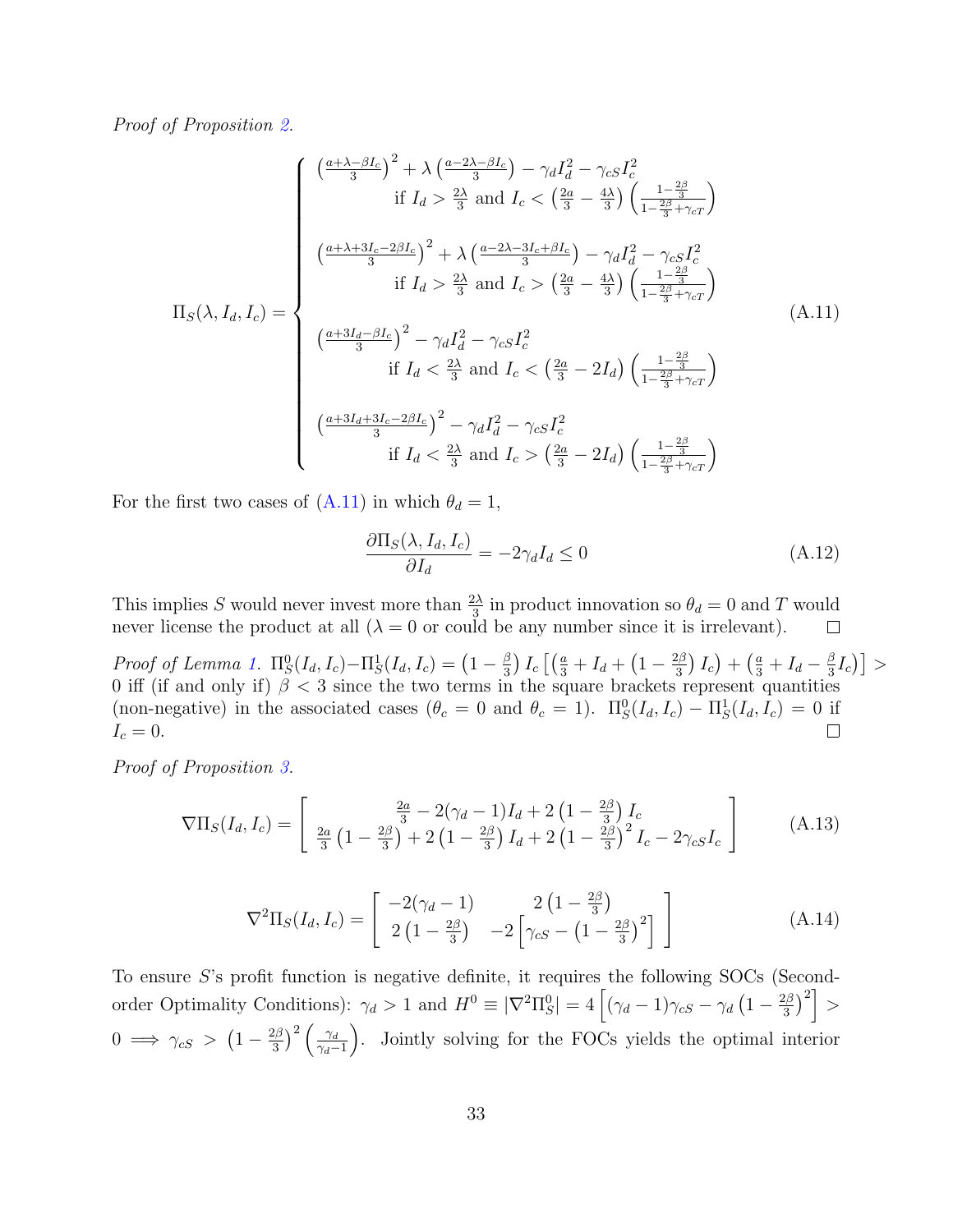*Proof of Proposition 2.*

$$\Pi_S(\lambda, I_d, I_c) = \begin{cases} \left(\frac{a+\lambda-\beta I_c}{3}\right)^2 + \lambda\left(\frac{a-2\lambda-\beta I_c}{3}\right) - \gamma_d I_d^2 - \gamma_{cS} I_c^2 \\ \qquad \text{if } I_d > \frac{2\lambda}{3} \text{ and } I_c < \left(\frac{2a}{3} - \frac{4\lambda}{3}\right)\left(\frac{1-\frac{2\beta}{3}}{1-\frac{2\beta}{3}+\gamma_{cT}}\right) \\ \left(\frac{a+\lambda+3I_c-2\beta I_c}{3}\right)^2 + \lambda\left(\frac{a-2\lambda-3I_c+\beta I_c}{3}\right) - \gamma_d I_d^2 - \gamma_{cS} I_c^2 \\ \qquad \text{if } I_d > \frac{2\lambda}{3} \text{ and } I_c > \left(\frac{2a}{3} - \frac{4\lambda}{3}\right)\left(\frac{1-\frac{2\beta}{3}}{1-\frac{2\beta}{3}+\gamma_{cT}}\right) \\ \left(\frac{a+3I_d-\beta I_c}{3}\right)^2 - \gamma_d I_d^2 - \gamma_{cS} I_c^2 \\ \qquad \text{if } I_d < \frac{2\lambda}{3} \text{ and } I_c < \left(\frac{2a}{3} - 2I_d\right)\left(\frac{1-\frac{2\beta}{3}}{1-\frac{2\beta}{3}+\gamma_{cT}}\right) \\ \left(\frac{a+3I_d+3I_c-2\beta I_c}{3}\right)^2 - \gamma_d I_d^2 - \gamma_{cS} I_c^2 \\ \qquad \text{if } I_d < \frac{2\lambda}{3} \text{ and } I_c > \left(\frac{2a}{3} - 2I_d\right)\left(\frac{1-\frac{2\beta}{3}}{1-\frac{2\beta}{3}+\gamma_{cT}}\right) \end{cases} \tag{A.11}$$

For the first two cases of (A.11) in which $\theta_d = 1$,

$$\frac{\partial \Pi_S(\lambda, I_d, I_c)}{\partial I_d} = -2\gamma_d I_d \leq 0 \tag{A.12}$$

This implies $S$ would never invest more than $\frac{2\lambda}{3}$ in product innovation so $\theta_d = 0$ and $T$ would never license the product at all ($\lambda = 0$ or could be any number since it is irrelevant). $\square$

*Proof of Lemma 1.* $\Pi_S^0(I_d, I_c) - \Pi_S^1(I_d, I_c) = \left(1 - \frac{\beta}{3}\right) I_c \left[\left(\frac{a}{3} + I_d + \left(1 - \frac{2\beta}{3}\right) I_c\right) + \left(\frac{a}{3} + I_d - \frac{\beta}{3} I_c\right)\right] > 0$ iff (if and only if) $\beta < 3$ since the two terms in the square brackets represent quantities (non-negative) in the associated cases ($\theta_c = 0$ and $\theta_c = 1$). $\Pi_S^0(I_d, I_c) - \Pi_S^1(I_d, I_c) = 0$ if $I_c = 0$. $\square$

*Proof of Proposition 3.*

$$\nabla \Pi_S(I_d, I_c) = \begin{bmatrix} \frac{2a}{3} - 2(\gamma_d - 1) I_d + 2\left(1 - \frac{2\beta}{3}\right) I_c \\ \frac{2a}{3}\left(1 - \frac{2\beta}{3}\right) + 2\left(1 - \frac{2\beta}{3}\right) I_d + 2\left(1 - \frac{2\beta}{3}\right)^2 I_c - 2\gamma_{cS} I_c \end{bmatrix} \tag{A.13}$$

$$\nabla^2 \Pi_S(I_d, I_c) = \begin{bmatrix} -2(\gamma_d - 1) & 2\left(1 - \frac{2\beta}{3}\right) \\ 2\left(1 - \frac{2\beta}{3}\right) & -2\left[\gamma_{cS} - \left(1 - \frac{2\beta}{3}\right)^2\right] \end{bmatrix} \tag{A.14}$$

To ensure $S$'s profit function is negative definite, it requires the following SOCs (Second-order Optimality Conditions): $\gamma_d > 1$ and $H^0 \equiv |\nabla^2 \Pi_S^0| = 4\left[(\gamma_d - 1)\gamma_{cS} - \gamma_d\left(1 - \frac{2\beta}{3}\right)^2\right] > 0 \implies \gamma_{cS} > \left(1 - \frac{2\beta}{3}\right)^2 \left(\frac{\gamma_d}{\gamma_d - 1}\right)$. Jointly solving for the FOCs yields the optimal interior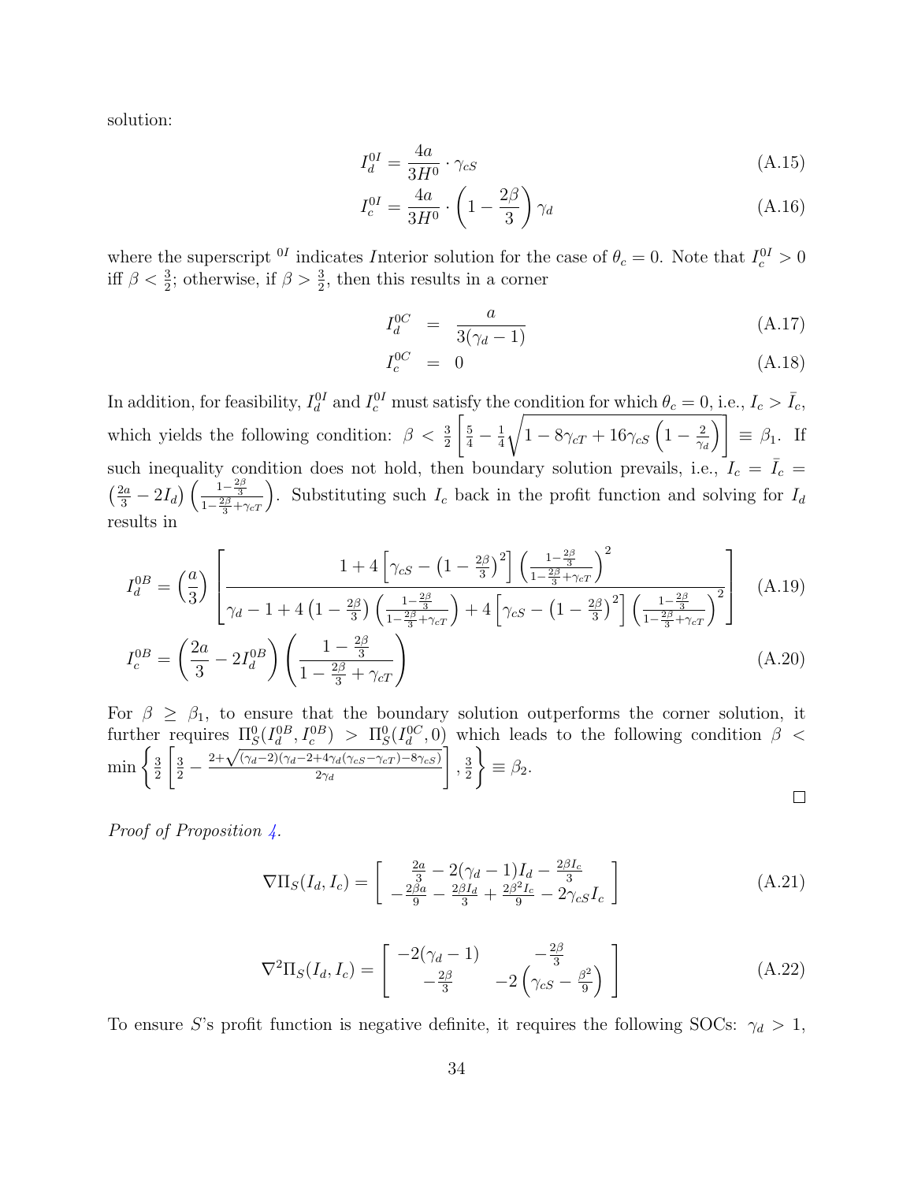solution:

$$I_d^{0I} = \frac{4a}{3H^0} \cdot \gamma_{cS} \tag{A.15}$$

$$I_c^{0I} = \frac{4a}{3H^0} \cdot \left(1 - \frac{2\beta}{3}\right) \gamma_d \tag{A.16}$$

where the superscript $^{0I}$ indicates $I$nterior solution for the case of $\theta_c = 0$. Note that $I_c^{0I} > 0$ iff $\beta < \frac{3}{2}$; otherwise, if $\beta > \frac{3}{2}$, then this results in a corner

$$I_d^{0C} = \frac{a}{3(\gamma_d - 1)} \tag{A.17}$$

$$I_c^{0C} = 0 \tag{A.18}$$

In addition, for feasibility, $I_d^{0I}$ and $I_c^{0I}$ must satisfy the condition for which $\theta_c = 0$, i.e., $I_c > \bar{I}_c$, which yields the following condition: $\beta < \frac{3}{2}\left[\frac{5}{4} - \frac{1}{4}\sqrt{1 - 8\gamma_{cT} + 16\gamma_{cS}\left(1 - \frac{2}{\gamma_d}\right)}\right] \equiv \beta_1$. If such inequality condition does not hold, then boundary solution prevails, i.e., $I_c = \bar{I}_c = \left(\frac{2a}{3} - 2I_d\right)\left(\frac{1 - \frac{2\beta}{3}}{1 - \frac{2\beta}{3} + \gamma_{cT}}\right)$. Substituting such $I_c$ back in the profit function and solving for $I_d$ results in

$$I_d^{0B} = \left(\frac{a}{3}\right)\left[\frac{1 + 4\left[\gamma_{cS} - \left(1 - \frac{2\beta}{3}\right)^2\right]\left(\frac{1 - \frac{2\beta}{3}}{1 - \frac{2\beta}{3} + \gamma_{cT}}\right)^2}{\gamma_d - 1 + 4\left(1 - \frac{2\beta}{3}\right)\left(\frac{1 - \frac{2\beta}{3}}{1 - \frac{2\beta}{3} + \gamma_{cT}}\right) + 4\left[\gamma_{cS} - \left(1 - \frac{2\beta}{3}\right)^2\right]\left(\frac{1 - \frac{2\beta}{3}}{1 - \frac{2\beta}{3} + \gamma_{cT}}\right)^2}\right] \tag{A.19}$$

$$I_c^{0B} = \left(\frac{2a}{3} - 2I_d^{0B}\right)\left(\frac{1 - \frac{2\beta}{3}}{1 - \frac{2\beta}{3} + \gamma_{cT}}\right) \tag{A.20}$$

For $\beta \geq \beta_1$, to ensure that the boundary solution outperforms the corner solution, it further requires $\Pi_S^0(I_d^{0B}, I_c^{0B}) > \Pi_S^0(I_d^{0C}, 0)$ which leads to the following condition $\beta < \min\left\{\frac{3}{2}\left[\frac{3}{2} - \frac{2 + \sqrt{(\gamma_d - 2)(\gamma_d - 2 + 4\gamma_d(\gamma_{cS} - \gamma_{cT}) - 8\gamma_{cS})}}{2\gamma_d}\right], \frac{3}{2}\right\} \equiv \beta_2$.

□

*Proof of Proposition 4.*

$$\nabla \Pi_S(I_d, I_c) = \begin{bmatrix} \frac{2a}{3} - 2(\gamma_d - 1)I_d - \frac{2\beta I_c}{3} \\ -\frac{2\beta a}{9} - \frac{2\beta I_d}{3} + \frac{2\beta^2 I_c}{9} - 2\gamma_{cS} I_c \end{bmatrix} \tag{A.21}$$

$$\nabla^2 \Pi_S(I_d, I_c) = \begin{bmatrix} -2(\gamma_d - 1) & -\frac{2\beta}{3} \\ -\frac{2\beta}{3} & -2\left(\gamma_{cS} - \frac{\beta^2}{9}\right) \end{bmatrix} \tag{A.22}$$

To ensure $S$'s profit function is negative definite, it requires the following SOCs: $\gamma_d > 1$,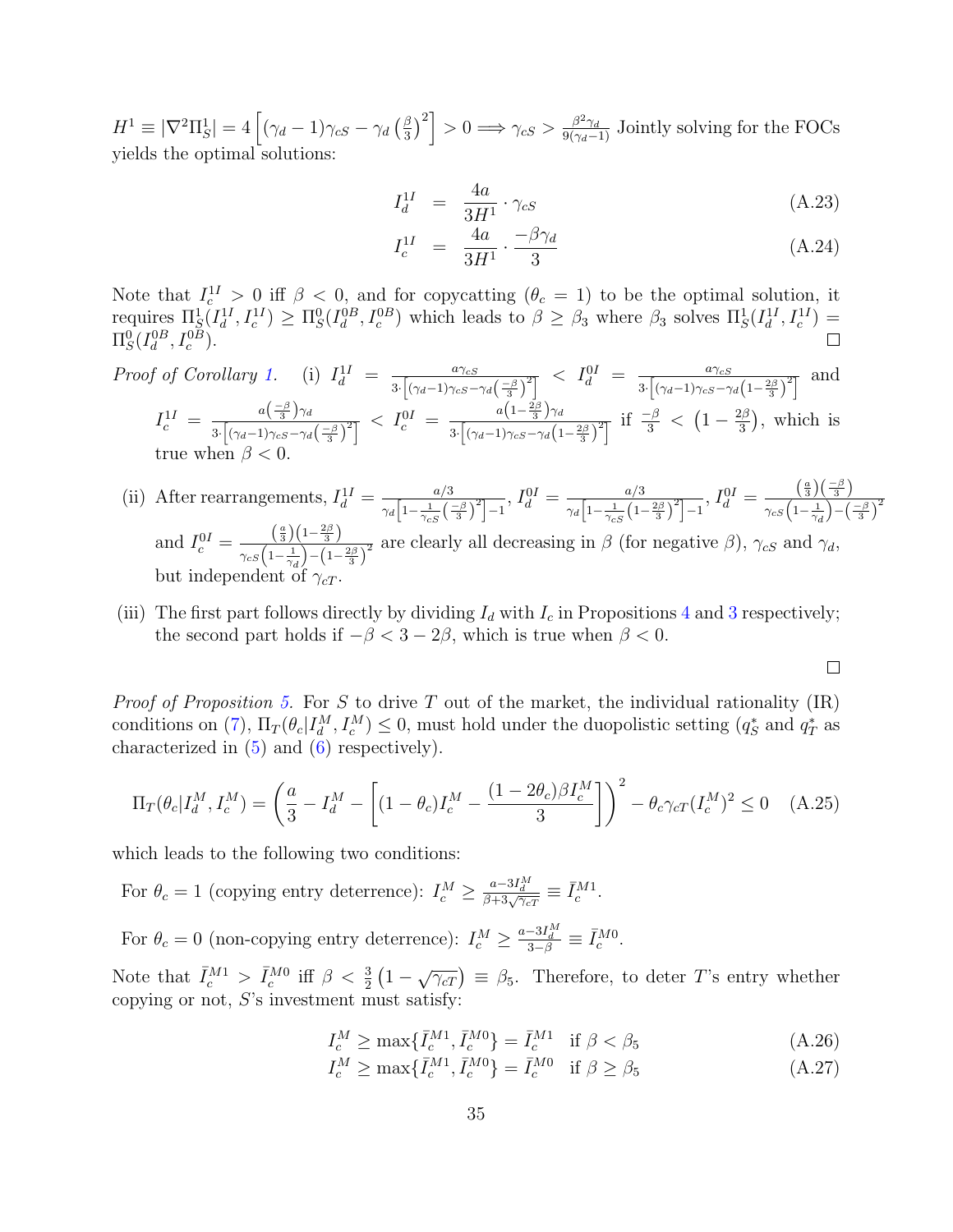$H^1 \equiv |\nabla^2 \Pi_S^1| = 4\left[(\gamma_d - 1)\gamma_{cS} - \gamma_d \left(\frac{\beta}{3}\right)^2\right] > 0 \Longrightarrow \gamma_{cS} > \frac{\beta^2 \gamma_d}{9(\gamma_d - 1)}$ Jointly solving for the FOCs yields the optimal solutions:

$$
\begin{aligned}
I_d^{1I} &= \frac{4a}{3H^1} \cdot \gamma_{cS} && \text{(A.23)} \\
I_c^{1I} &= \frac{4a}{3H^1} \cdot \frac{-\beta \gamma_d}{3} && \text{(A.24)}
\end{aligned}
$$

Note that $I_c^{1I} > 0$ iff $\beta < 0$, and for copycatting ($\theta_c = 1$) to be the optimal solution, it requires $\Pi_S^1(I_d^{1I}, I_c^{1I}) \geq \Pi_S^0(I_d^{0B}, I_c^{0B})$ which leads to $\beta \geq \beta_3$ where $\beta_3$ solves $\Pi_S^1(I_d^{1I}, I_c^{1I}) = \Pi_S^0(I_d^{0B}, I_c^{0B})$. □

*Proof of Corollary 1.* (i) $I_d^{1I} = \frac{a\gamma_{cS}}{3\cdot\left[(\gamma_d-1)\gamma_{cS} - \gamma_d\left(\frac{-\beta}{3}\right)^2\right]} < I_d^{0I} = \frac{a\gamma_{cS}}{3\cdot\left[(\gamma_d-1)\gamma_{cS} - \gamma_d\left(1-\frac{2\beta}{3}\right)^2\right]}$ and $I_c^{1I} = \frac{a\left(\frac{-\beta}{3}\right)\gamma_d}{3\cdot\left[(\gamma_d-1)\gamma_{cS} - \gamma_d\left(\frac{-\beta}{3}\right)^2\right]} < I_c^{0I} = \frac{a\left(1-\frac{2\beta}{3}\right)\gamma_d}{3\cdot\left[(\gamma_d-1)\gamma_{cS} - \gamma_d\left(1-\frac{2\beta}{3}\right)^2\right]}$ if $\frac{-\beta}{3} < \left(1 - \frac{2\beta}{3}\right)$, which is true when $\beta < 0$.

(ii) After rearrangements, $I_d^{1I} = \frac{a/3}{\gamma_d\left[1 - \frac{1}{\gamma_{cS}}\left(\frac{-\beta}{3}\right)^2\right] - 1}$, $I_d^{0I} = \frac{a/3}{\gamma_d\left[1 - \frac{1}{\gamma_{cS}}\left(1-\frac{2\beta}{3}\right)^2\right] - 1}$, $I_d^{0I} = \frac{\left(\frac{a}{3}\right)\left(\frac{-\beta}{3}\right)}{\gamma_{cS}\left(1-\frac{1}{\gamma_d}\right) - \left(\frac{-\beta}{3}\right)^2}$ and $I_c^{0I} = \frac{\left(\frac{a}{3}\right)\left(1-\frac{2\beta}{3}\right)}{\gamma_{cS}\left(1-\frac{1}{\gamma_d}\right) - \left(1-\frac{2\beta}{3}\right)^2}$ are clearly all decreasing in $\beta$ (for negative $\beta$), $\gamma_{cS}$ and $\gamma_d$, but independent of $\gamma_{cT}$.

(iii) The first part follows directly by dividing $I_d$ with $I_c$ in Propositions 4 and 3 respectively; the second part holds if $-\beta < 3 - 2\beta$, which is true when $\beta < 0$.

□

*Proof of Proposition 5.* For $S$ to drive $T$ out of the market, the individual rationality (IR) conditions on (7), $\Pi_T(\theta_c | I_d^M, I_c^M) \leq 0$, must hold under the duopolistic setting ($q_S^*$ and $q_T^*$ as characterized in (5) and (6) respectively).

$$
\Pi_T(\theta_c | I_d^M, I_c^M) = \left(\frac{a}{3} - I_d^M - \left[(1-\theta_c)I_c^M - \frac{(1-2\theta_c)\beta I_c^M}{3}\right]\right)^2 - \theta_c \gamma_{cT}(I_c^M)^2 \leq 0 \quad \text{(A.25)}
$$

which leads to the following two conditions:

For $\theta_c = 1$ (copying entry deterrence): $I_c^M \geq \frac{a - 3I_d^M}{\beta + 3\sqrt{\gamma_{cT}}} \equiv \bar{I}_c^{M1}$.

For $\theta_c = 0$ (non-copying entry deterrence): $I_c^M \geq \frac{a - 3I_d^M}{3 - \beta} \equiv \bar{I}_c^{M0}$.

Note that $\bar{I}_c^{M1} > \bar{I}_c^{M0}$ iff $\beta < \frac{3}{2}\left(1 - \sqrt{\gamma_{cT}}\right) \equiv \beta_5$. Therefore, to deter $T$'s entry whether copying or not, $S$'s investment must satisfy:

$$
\begin{aligned}
I_c^M &\geq \max\{\bar{I}_c^{M1}, \bar{I}_c^{M0}\} = \bar{I}_c^{M1} \quad \text{if } \beta < \beta_5 && \text{(A.26)} \\
I_c^M &\geq \max\{\bar{I}_c^{M1}, \bar{I}_c^{M0}\} = \bar{I}_c^{M0} \quad \text{if } \beta \geq \beta_5 && \text{(A.27)}
\end{aligned}
$$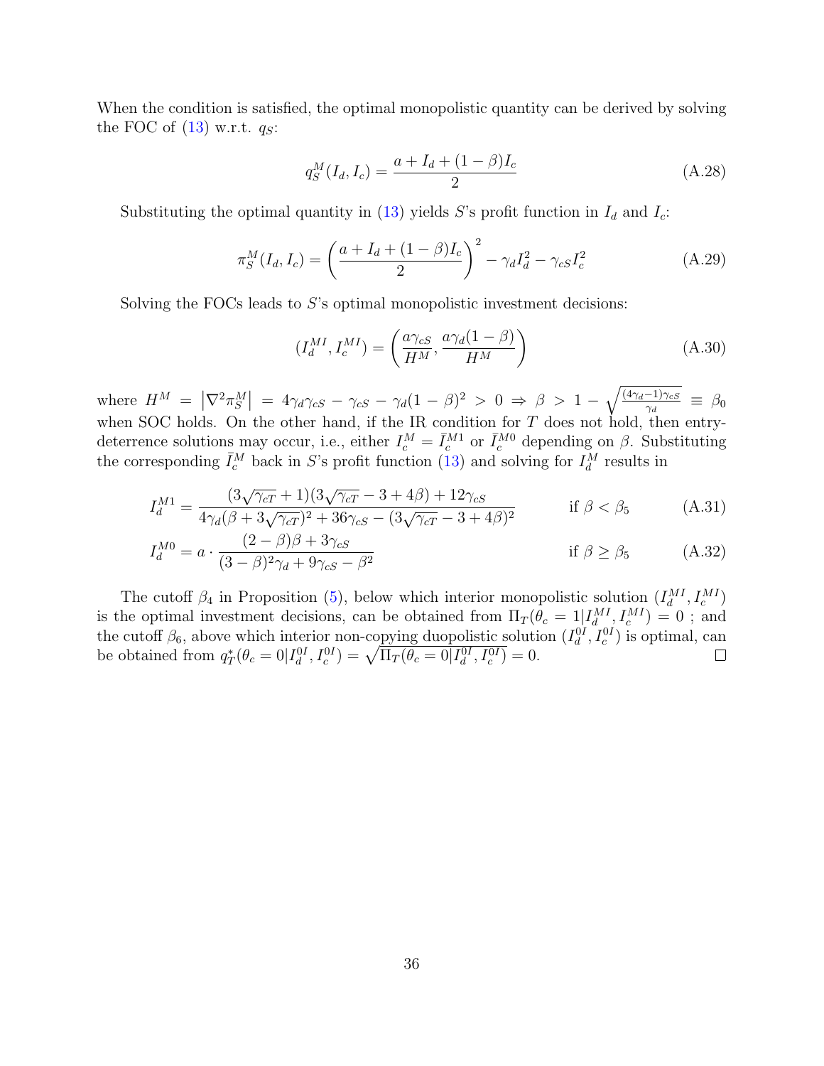When the condition is satisfied, the optimal monopolistic quantity can be derived by solving the FOC of (13) w.r.t. $q_S$:

$$q_S^M(I_d, I_c) = \frac{a + I_d + (1-\beta)I_c}{2} \tag{A.28}$$

Substituting the optimal quantity in (13) yields $S$'s profit function in $I_d$ and $I_c$:

$$\pi_S^M(I_d, I_c) = \left(\frac{a + I_d + (1-\beta)I_c}{2}\right)^2 - \gamma_d I_d^2 - \gamma_{cS} I_c^2 \tag{A.29}$$

Solving the FOCs leads to $S$'s optimal monopolistic investment decisions:

$$(I_d^{MI}, I_c^{MI}) = \left(\frac{a\gamma_{cS}}{H^M}, \frac{a\gamma_d(1-\beta)}{H^M}\right) \tag{A.30}$$

where $H^M = \left|\nabla^2 \pi_S^M\right| = 4\gamma_d\gamma_{cS} - \gamma_{cS} - \gamma_d(1-\beta)^2 > 0 \Rightarrow \beta > 1 - \sqrt{\frac{(4\gamma_d - 1)\gamma_{cS}}{\gamma_d}} \equiv \beta_0$ when SOC holds. On the other hand, if the IR condition for $T$ does not hold, then entry-deterrence solutions may occur, i.e., either $I_c^M = \bar{I}_c^{M1}$ or $\bar{I}_c^{M0}$ depending on $\beta$. Substituting the corresponding $\bar{I}_c^M$ back in $S$'s profit function (13) and solving for $I_d^M$ results in

$$I_d^{M1} = \frac{(3\sqrt{\gamma_{cT}} + 1)(3\sqrt{\gamma_{cT}} - 3 + 4\beta) + 12\gamma_{cS}}{4\gamma_d(\beta + 3\sqrt{\gamma_{cT}})^2 + 36\gamma_{cS} - (3\sqrt{\gamma_{cT}} - 3 + 4\beta)^2} \qquad \text{if } \beta < \beta_5 \tag{A.31}$$

$$I_d^{M0} = a \cdot \frac{(2-\beta)\beta + 3\gamma_{cS}}{(3-\beta)^2\gamma_d + 9\gamma_{cS} - \beta^2} \qquad \text{if } \beta \geq \beta_5 \tag{A.32}$$

The cutoff $\beta_4$ in Proposition (5), below which interior monopolistic solution $(I_d^{MI}, I_c^{MI})$ is the optimal investment decisions, can be obtained from $\Pi_T(\theta_c = 1|I_d^{MI}, I_c^{MI}) = 0$ ; and the cutoff $\beta_6$, above which interior non-copying duopolistic solution $(I_d^{0I}, I_c^{0I})$ is optimal, can be obtained from $q_T^*(\theta_c = 0|I_d^{0I}, I_c^{0I}) = \sqrt{\Pi_T(\theta_c = 0|I_d^{0I}, I_c^{0I})} = 0$. □